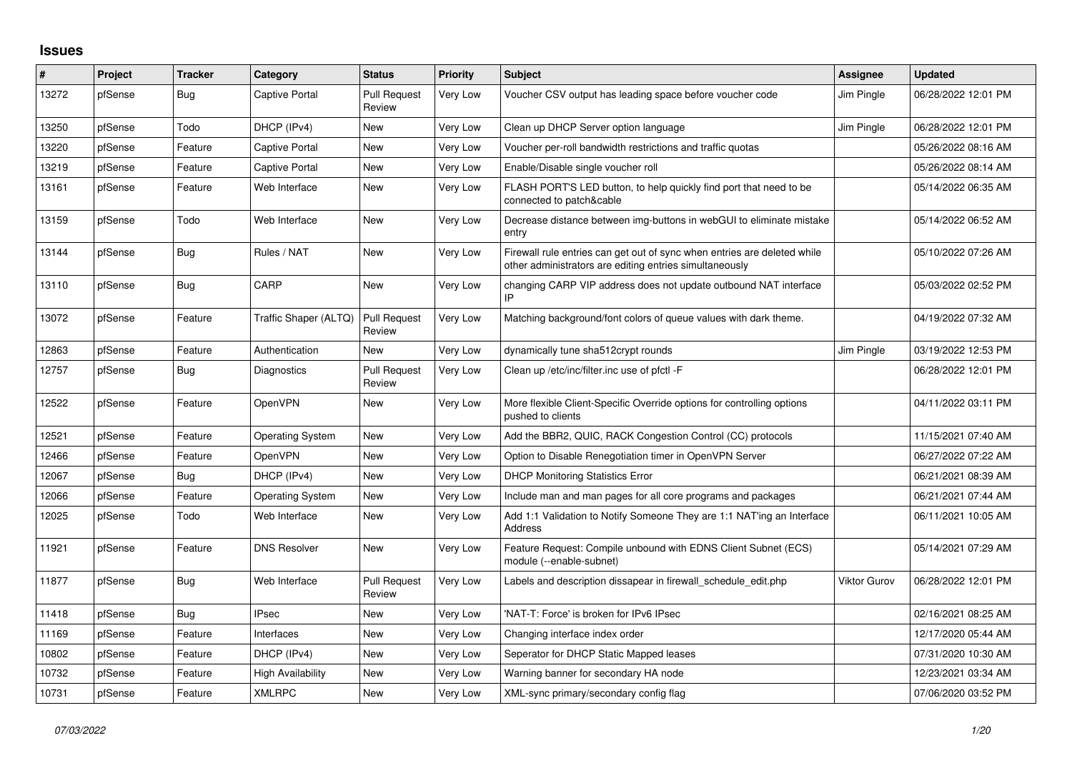## Issues

| # | Project | Tracker | Category | Status | Priority | Subject | Assignee | Updated |
|---|---|---|---|---|---|---|---|---|
| 13272 | pfSense | Bug | Captive Portal | Pull Request Review | Very Low | Voucher CSV output has leading space before voucher code | Jim Pingle | 06/28/2022 12:01 PM |
| 13250 | pfSense | Todo | DHCP (IPv4) | New | Very Low | Clean up DHCP Server option language | Jim Pingle | 06/28/2022 12:01 PM |
| 13220 | pfSense | Feature | Captive Portal | New | Very Low | Voucher per-roll bandwidth restrictions and traffic quotas | | 05/26/2022 08:16 AM |
| 13219 | pfSense | Feature | Captive Portal | New | Very Low | Enable/Disable single voucher roll | | 05/26/2022 08:14 AM |
| 13161 | pfSense | Feature | Web Interface | New | Very Low | FLASH PORT'S LED button, to help quickly find port that need to be connected to patch&cable | | 05/14/2022 06:35 AM |
| 13159 | pfSense | Todo | Web Interface | New | Very Low | Decrease distance between img-buttons in webGUI to eliminate mistake entry | | 05/14/2022 06:52 AM |
| 13144 | pfSense | Bug | Rules / NAT | New | Very Low | Firewall rule entries can get out of sync when entries are deleted while other administrators are editing entries simultaneously | | 05/10/2022 07:26 AM |
| 13110 | pfSense | Bug | CARP | New | Very Low | changing CARP VIP address does not update outbound NAT interface IP | | 05/03/2022 02:52 PM |
| 13072 | pfSense | Feature | Traffic Shaper (ALTQ) | Pull Request Review | Very Low | Matching background/font colors of queue values with dark theme. | | 04/19/2022 07:32 AM |
| 12863 | pfSense | Feature | Authentication | New | Very Low | dynamically tune sha512crypt rounds | Jim Pingle | 03/19/2022 12:53 PM |
| 12757 | pfSense | Bug | Diagnostics | Pull Request Review | Very Low | Clean up /etc/inc/filter.inc use of pfctl -F | | 06/28/2022 12:01 PM |
| 12522 | pfSense | Feature | OpenVPN | New | Very Low | More flexible Client-Specific Override options for controlling options pushed to clients | | 04/11/2022 03:11 PM |
| 12521 | pfSense | Feature | Operating System | New | Very Low | Add the BBR2, QUIC, RACK Congestion Control (CC) protocols | | 11/15/2021 07:40 AM |
| 12466 | pfSense | Feature | OpenVPN | New | Very Low | Option to Disable Renegotiation timer in OpenVPN Server | | 06/27/2022 07:22 AM |
| 12067 | pfSense | Bug | DHCP (IPv4) | New | Very Low | DHCP Monitoring Statistics Error | | 06/21/2021 08:39 AM |
| 12066 | pfSense | Feature | Operating System | New | Very Low | Include man and man pages for all core programs and packages | | 06/21/2021 07:44 AM |
| 12025 | pfSense | Todo | Web Interface | New | Very Low | Add 1:1 Validation to Notify Someone They are 1:1 NAT'ing an Interface Address | | 06/11/2021 10:05 AM |
| 11921 | pfSense | Feature | DNS Resolver | New | Very Low | Feature Request: Compile unbound with EDNS Client Subnet (ECS) module (--enable-subnet) | | 05/14/2021 07:29 AM |
| 11877 | pfSense | Bug | Web Interface | Pull Request Review | Very Low | Labels and description dissapear in firewall_schedule_edit.php | Viktor Gurov | 06/28/2022 12:01 PM |
| 11418 | pfSense | Bug | IPsec | New | Very Low | 'NAT-T: Force' is broken for IPv6 IPsec | | 02/16/2021 08:25 AM |
| 11169 | pfSense | Feature | Interfaces | New | Very Low | Changing interface index order | | 12/17/2020 05:44 AM |
| 10802 | pfSense | Feature | DHCP (IPv4) | New | Very Low | Seperator for DHCP Static Mapped leases | | 07/31/2020 10:30 AM |
| 10732 | pfSense | Feature | High Availability | New | Very Low | Warning banner for secondary HA node | | 12/23/2021 03:34 AM |
| 10731 | pfSense | Feature | XMLRPC | New | Very Low | XML-sync primary/secondary config flag | | 07/06/2020 03:52 PM |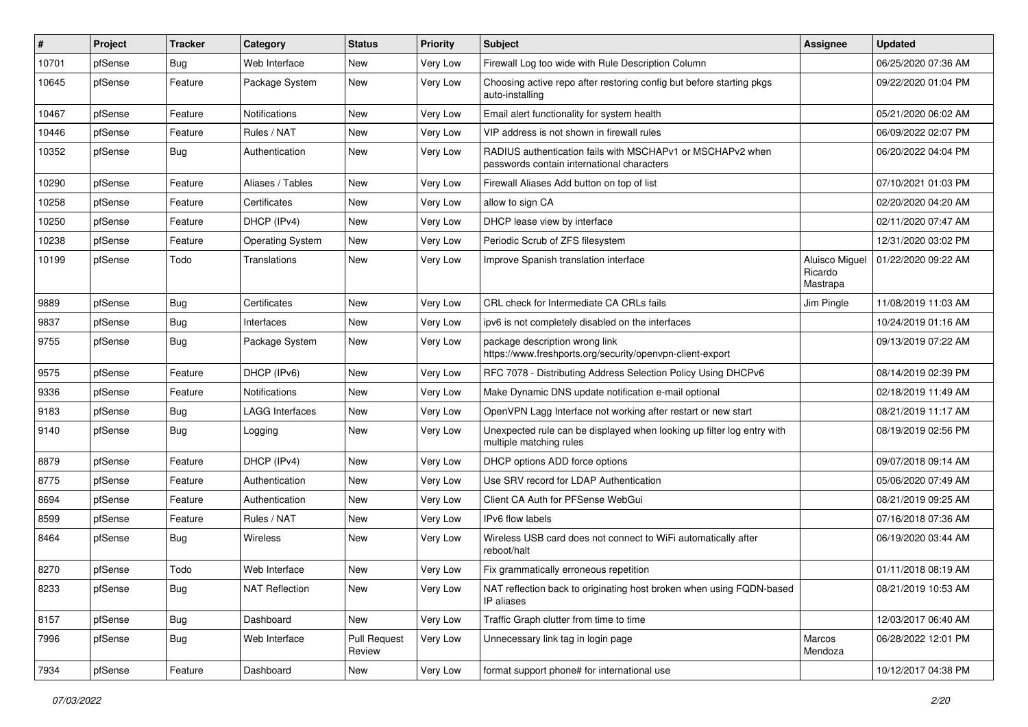| # | Project | Tracker | Category | Status | Priority | Subject | Assignee | Updated |
|---|---|---|---|---|---|---|---|---|
| 10701 | pfSense | Bug | Web Interface | New | Very Low | Firewall Log too wide with Rule Description Column | | 06/25/2020 07:36 AM |
| 10645 | pfSense | Feature | Package System | New | Very Low | Choosing active repo after restoring config but before starting pkgs auto-installing | | 09/22/2020 01:04 PM |
| 10467 | pfSense | Feature | Notifications | New | Very Low | Email alert functionality for system health | | 05/21/2020 06:02 AM |
| 10446 | pfSense | Feature | Rules / NAT | New | Very Low | VIP address is not shown in firewall rules | | 06/09/2022 02:07 PM |
| 10352 | pfSense | Bug | Authentication | New | Very Low | RADIUS authentication fails with MSCHAPv1 or MSCHAPv2 when passwords contain international characters | | 06/20/2022 04:04 PM |
| 10290 | pfSense | Feature | Aliases / Tables | New | Very Low | Firewall Aliases Add button on top of list | | 07/10/2021 01:03 PM |
| 10258 | pfSense | Feature | Certificates | New | Very Low | allow to sign CA | | 02/20/2020 04:20 AM |
| 10250 | pfSense | Feature | DHCP (IPv4) | New | Very Low | DHCP lease view by interface | | 02/11/2020 07:47 AM |
| 10238 | pfSense | Feature | Operating System | New | Very Low | Periodic Scrub of ZFS filesystem | | 12/31/2020 03:02 PM |
| 10199 | pfSense | Todo | Translations | New | Very Low | Improve Spanish translation interface | Aluisco Miguel Ricardo Mastrapa | 01/22/2020 09:22 AM |
| 9889 | pfSense | Bug | Certificates | New | Very Low | CRL check for Intermediate CA CRLs fails | Jim Pingle | 11/08/2019 11:03 AM |
| 9837 | pfSense | Bug | Interfaces | New | Very Low | ipv6 is not completely disabled on the interfaces | | 10/24/2019 01:16 AM |
| 9755 | pfSense | Bug | Package System | New | Very Low | package description wrong link https://www.freshports.org/security/openvpn-client-export | | 09/13/2019 07:22 AM |
| 9575 | pfSense | Feature | DHCP (IPv6) | New | Very Low | RFC 7078 - Distributing Address Selection Policy Using DHCPv6 | | 08/14/2019 02:39 PM |
| 9336 | pfSense | Feature | Notifications | New | Very Low | Make Dynamic DNS update notification e-mail optional | | 02/18/2019 11:49 AM |
| 9183 | pfSense | Bug | LAGG Interfaces | New | Very Low | OpenVPN Lagg Interface not working after restart or new start | | 08/21/2019 11:17 AM |
| 9140 | pfSense | Bug | Logging | New | Very Low | Unexpected rule can be displayed when looking up filter log entry with multiple matching rules | | 08/19/2019 02:56 PM |
| 8879 | pfSense | Feature | DHCP (IPv4) | New | Very Low | DHCP options ADD force options | | 09/07/2018 09:14 AM |
| 8775 | pfSense | Feature | Authentication | New | Very Low | Use SRV record for LDAP Authentication | | 05/06/2020 07:49 AM |
| 8694 | pfSense | Feature | Authentication | New | Very Low | Client CA Auth for PFSense WebGui | | 08/21/2019 09:25 AM |
| 8599 | pfSense | Feature | Rules / NAT | New | Very Low | IPv6 flow labels | | 07/16/2018 07:36 AM |
| 8464 | pfSense | Bug | Wireless | New | Very Low | Wireless USB card does not connect to WiFi automatically after reboot/halt | | 06/19/2020 03:44 AM |
| 8270 | pfSense | Todo | Web Interface | New | Very Low | Fix grammatically erroneous repetition | | 01/11/2018 08:19 AM |
| 8233 | pfSense | Bug | NAT Reflection | New | Very Low | NAT reflection back to originating host broken when using FQDN-based IP aliases | | 08/21/2019 10:53 AM |
| 8157 | pfSense | Bug | Dashboard | New | Very Low | Traffic Graph clutter from time to time | | 12/03/2017 06:40 AM |
| 7996 | pfSense | Bug | Web Interface | Pull Request Review | Very Low | Unnecessary link tag in login page | Marcos Mendoza | 06/28/2022 12:01 PM |
| 7934 | pfSense | Feature | Dashboard | New | Very Low | format support phone# for international use | | 10/12/2017 04:38 PM |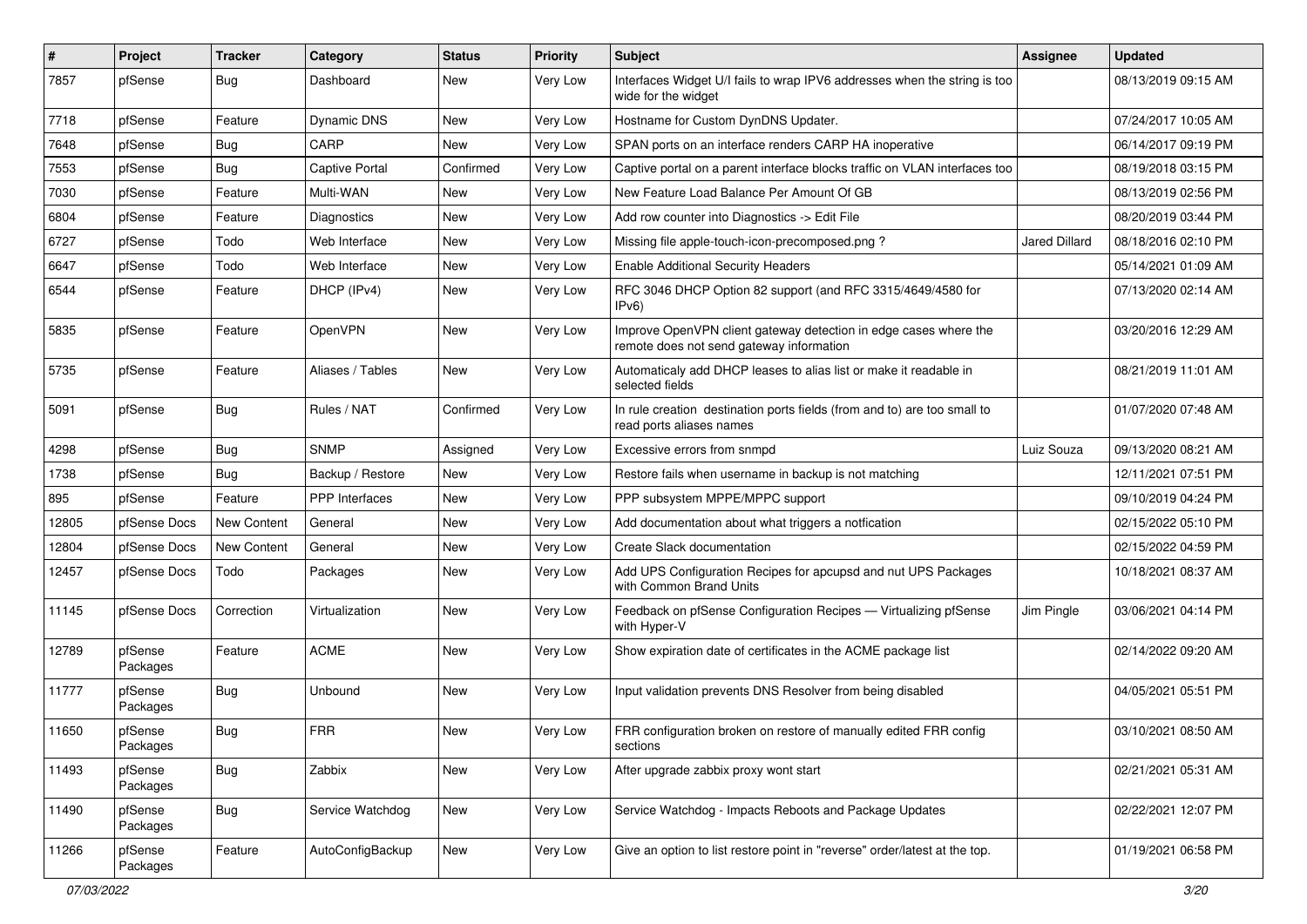| # | Project | Tracker | Category | Status | Priority | Subject | Assignee | Updated |
|---|---|---|---|---|---|---|---|---|
| 7857 | pfSense | Bug | Dashboard | New | Very Low | Interfaces Widget U/I fails to wrap IPV6 addresses when the string is too wide for the widget | | 08/13/2019 09:15 AM |
| 7718 | pfSense | Feature | Dynamic DNS | New | Very Low | Hostname for Custom DynDNS Updater. | | 07/24/2017 10:05 AM |
| 7648 | pfSense | Bug | CARP | New | Very Low | SPAN ports on an interface renders CARP HA inoperative | | 06/14/2017 09:19 PM |
| 7553 | pfSense | Bug | Captive Portal | Confirmed | Very Low | Captive portal on a parent interface blocks traffic on VLAN interfaces too | | 08/19/2018 03:15 PM |
| 7030 | pfSense | Feature | Multi-WAN | New | Very Low | New Feature Load Balance Per Amount Of GB | | 08/13/2019 02:56 PM |
| 6804 | pfSense | Feature | Diagnostics | New | Very Low | Add row counter into Diagnostics -> Edit File | | 08/20/2019 03:44 PM |
| 6727 | pfSense | Todo | Web Interface | New | Very Low | Missing file apple-touch-icon-precomposed.png ? | Jared Dillard | 08/18/2016 02:10 PM |
| 6647 | pfSense | Todo | Web Interface | New | Very Low | Enable Additional Security Headers | | 05/14/2021 01:09 AM |
| 6544 | pfSense | Feature | DHCP (IPv4) | New | Very Low | RFC 3046 DHCP Option 82 support (and RFC 3315/4649/4580 for IPv6) | | 07/13/2020 02:14 AM |
| 5835 | pfSense | Feature | OpenVPN | New | Very Low | Improve OpenVPN client gateway detection in edge cases where the remote does not send gateway information | | 03/20/2016 12:29 AM |
| 5735 | pfSense | Feature | Aliases / Tables | New | Very Low | Automaticaly add DHCP leases to alias list or make it readable in selected fields | | 08/21/2019 11:01 AM |
| 5091 | pfSense | Bug | Rules / NAT | Confirmed | Very Low | In rule creation destination ports fields (from and to) are too small to read ports aliases names | | 01/07/2020 07:48 AM |
| 4298 | pfSense | Bug | SNMP | Assigned | Very Low | Excessive errors from snmpd | Luiz Souza | 09/13/2020 08:21 AM |
| 1738 | pfSense | Bug | Backup / Restore | New | Very Low | Restore fails when username in backup is not matching | | 12/11/2021 07:51 PM |
| 895 | pfSense | Feature | PPP Interfaces | New | Very Low | PPP subsystem MPPE/MPPC support | | 09/10/2019 04:24 PM |
| 12805 | pfSense Docs | New Content | General | New | Very Low | Add documentation about what triggers a notfication | | 02/15/2022 05:10 PM |
| 12804 | pfSense Docs | New Content | General | New | Very Low | Create Slack documentation | | 02/15/2022 04:59 PM |
| 12457 | pfSense Docs | Todo | Packages | New | Very Low | Add UPS Configuration Recipes for apcupsd and nut UPS Packages with Common Brand Units | | 10/18/2021 08:37 AM |
| 11145 | pfSense Docs | Correction | Virtualization | New | Very Low | Feedback on pfSense Configuration Recipes — Virtualizing pfSense with Hyper-V | Jim Pingle | 03/06/2021 04:14 PM |
| 12789 | pfSense Packages | Feature | ACME | New | Very Low | Show expiration date of certificates in the ACME package list | | 02/14/2022 09:20 AM |
| 11777 | pfSense Packages | Bug | Unbound | New | Very Low | Input validation prevents DNS Resolver from being disabled | | 04/05/2021 05:51 PM |
| 11650 | pfSense Packages | Bug | FRR | New | Very Low | FRR configuration broken on restore of manually edited FRR config sections | | 03/10/2021 08:50 AM |
| 11493 | pfSense Packages | Bug | Zabbix | New | Very Low | After upgrade zabbix proxy wont start | | 02/21/2021 05:31 AM |
| 11490 | pfSense Packages | Bug | Service Watchdog | New | Very Low | Service Watchdog - Impacts Reboots and Package Updates | | 02/22/2021 12:07 PM |
| 11266 | pfSense Packages | Feature | AutoConfigBackup | New | Very Low | Give an option to list restore point in "reverse" order/latest at the top. | | 01/19/2021 06:58 PM |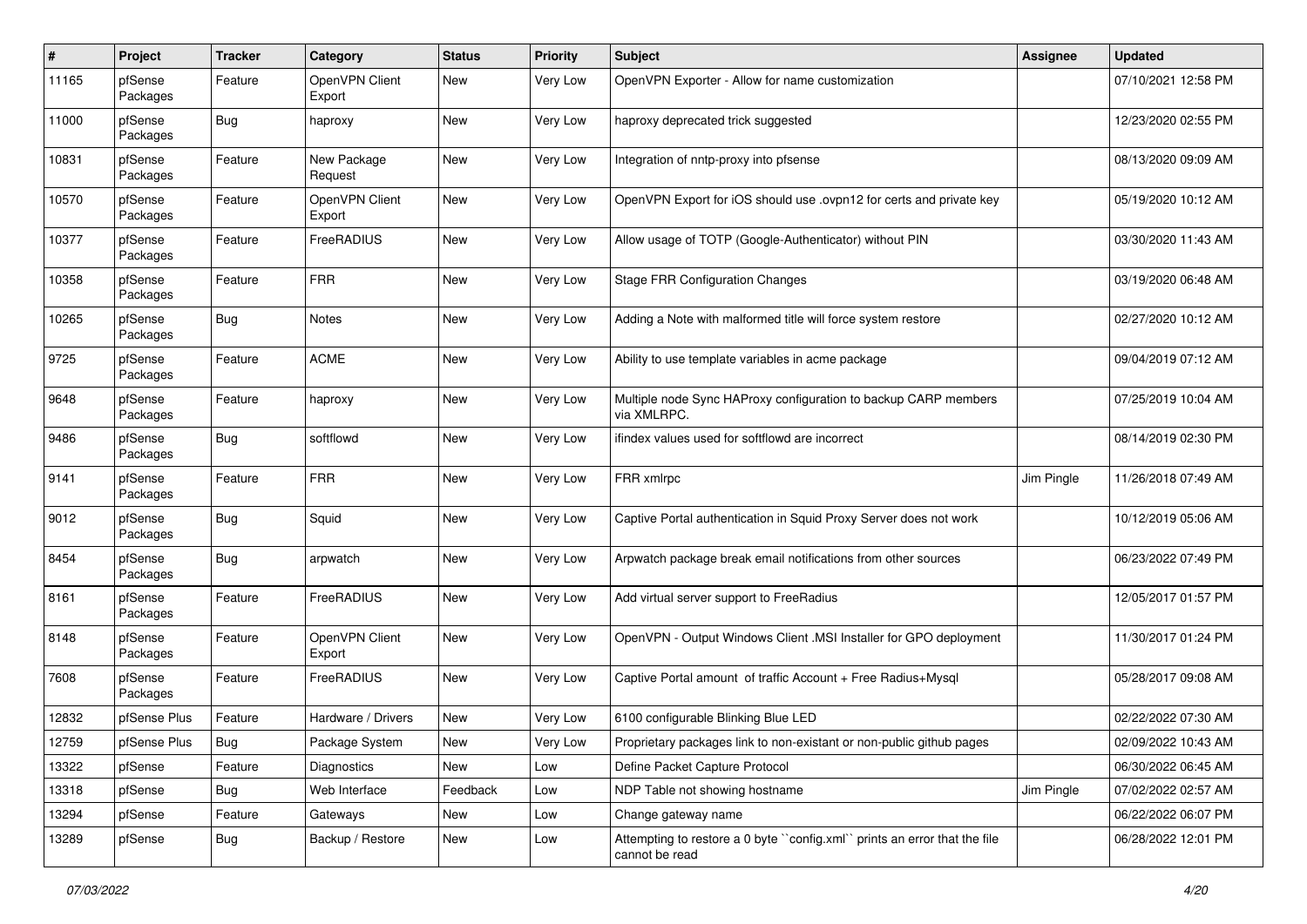| # | Project | Tracker | Category | Status | Priority | Subject | Assignee | Updated |
|---|---|---|---|---|---|---|---|---|
| 11165 | pfSense Packages | Feature | OpenVPN Client Export | New | Very Low | OpenVPN Exporter - Allow for name customization | | 07/10/2021 12:58 PM |
| 11000 | pfSense Packages | Bug | haproxy | New | Very Low | haproxy deprecated trick suggested | | 12/23/2020 02:55 PM |
| 10831 | pfSense Packages | Feature | New Package Request | New | Very Low | Integration of nntp-proxy into pfsense | | 08/13/2020 09:09 AM |
| 10570 | pfSense Packages | Feature | OpenVPN Client Export | New | Very Low | OpenVPN Export for iOS should use .ovpn12 for certs and private key | | 05/19/2020 10:12 AM |
| 10377 | pfSense Packages | Feature | FreeRADIUS | New | Very Low | Allow usage of TOTP (Google-Authenticator) without PIN | | 03/30/2020 11:43 AM |
| 10358 | pfSense Packages | Feature | FRR | New | Very Low | Stage FRR Configuration Changes | | 03/19/2020 06:48 AM |
| 10265 | pfSense Packages | Bug | Notes | New | Very Low | Adding a Note with malformed title will force system restore | | 02/27/2020 10:12 AM |
| 9725 | pfSense Packages | Feature | ACME | New | Very Low | Ability to use template variables in acme package | | 09/04/2019 07:12 AM |
| 9648 | pfSense Packages | Feature | haproxy | New | Very Low | Multiple node Sync HAProxy configuration to backup CARP members via XMLRPC. | | 07/25/2019 10:04 AM |
| 9486 | pfSense Packages | Bug | softflowd | New | Very Low | ifindex values used for softflowd are incorrect | | 08/14/2019 02:30 PM |
| 9141 | pfSense Packages | Feature | FRR | New | Very Low | FRR xmlrpc | Jim Pingle | 11/26/2018 07:49 AM |
| 9012 | pfSense Packages | Bug | Squid | New | Very Low | Captive Portal authentication in Squid Proxy Server does not work | | 10/12/2019 05:06 AM |
| 8454 | pfSense Packages | Bug | arpwatch | New | Very Low | Arpwatch package break email notifications from other sources | | 06/23/2022 07:49 PM |
| 8161 | pfSense Packages | Feature | FreeRADIUS | New | Very Low | Add virtual server support to FreeRadius | | 12/05/2017 01:57 PM |
| 8148 | pfSense Packages | Feature | OpenVPN Client Export | New | Very Low | OpenVPN - Output Windows Client .MSI Installer for GPO deployment | | 11/30/2017 01:24 PM |
| 7608 | pfSense Packages | Feature | FreeRADIUS | New | Very Low | Captive Portal amount of traffic Account + Free Radius+Mysql | | 05/28/2017 09:08 AM |
| 12832 | pfSense Plus | Feature | Hardware / Drivers | New | Very Low | 6100 configurable Blinking Blue LED | | 02/22/2022 07:30 AM |
| 12759 | pfSense Plus | Bug | Package System | New | Very Low | Proprietary packages link to non-existant or non-public github pages | | 02/09/2022 10:43 AM |
| 13322 | pfSense | Feature | Diagnostics | New | Low | Define Packet Capture Protocol | | 06/30/2022 06:45 AM |
| 13318 | pfSense | Bug | Web Interface | Feedback | Low | NDP Table not showing hostname | Jim Pingle | 07/02/2022 02:57 AM |
| 13294 | pfSense | Feature | Gateways | New | Low | Change gateway name | | 06/22/2022 06:07 PM |
| 13289 | pfSense | Bug | Backup / Restore | New | Low | Attempting to restore a 0 byte ``config.xml`` prints an error that the file cannot be read | | 06/28/2022 12:01 PM |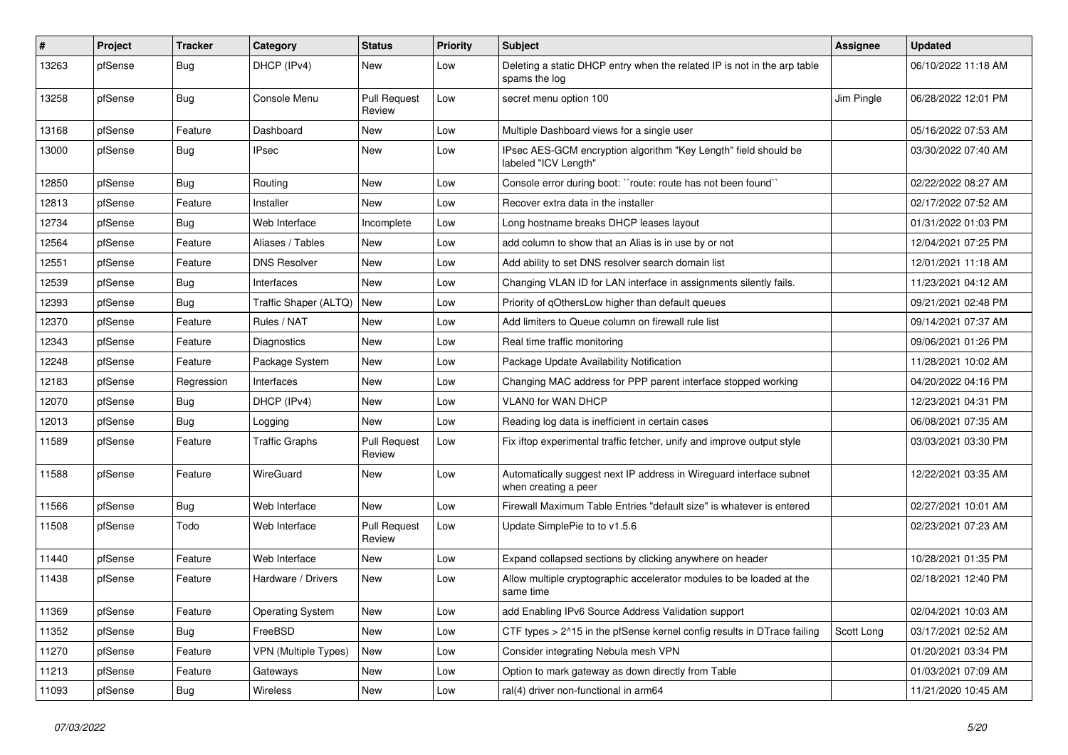| # | Project | Tracker | Category | Status | Priority | Subject | Assignee | Updated |
|---|---|---|---|---|---|---|---|---|
| 13263 | pfSense | Bug | DHCP (IPv4) | New | Low | Deleting a static DHCP entry when the related IP is not in the arp table spams the log | | 06/10/2022 11:18 AM |
| 13258 | pfSense | Bug | Console Menu | Pull Request Review | Low | secret menu option 100 | Jim Pingle | 06/28/2022 12:01 PM |
| 13168 | pfSense | Feature | Dashboard | New | Low | Multiple Dashboard views for a single user | | 05/16/2022 07:53 AM |
| 13000 | pfSense | Bug | IPsec | New | Low | IPsec AES-GCM encryption algorithm "Key Length" field should be labeled "ICV Length" | | 03/30/2022 07:40 AM |
| 12850 | pfSense | Bug | Routing | New | Low | Console error during boot: ``route: route has not been found`` | | 02/22/2022 08:27 AM |
| 12813 | pfSense | Feature | Installer | New | Low | Recover extra data in the installer | | 02/17/2022 07:52 AM |
| 12734 | pfSense | Bug | Web Interface | Incomplete | Low | Long hostname breaks DHCP leases layout | | 01/31/2022 01:03 PM |
| 12564 | pfSense | Feature | Aliases / Tables | New | Low | add column to show that an Alias is in use by or not | | 12/04/2021 07:25 PM |
| 12551 | pfSense | Feature | DNS Resolver | New | Low | Add ability to set DNS resolver search domain list | | 12/01/2021 11:18 AM |
| 12539 | pfSense | Bug | Interfaces | New | Low | Changing VLAN ID for LAN interface in assignments silently fails. | | 11/23/2021 04:12 AM |
| 12393 | pfSense | Bug | Traffic Shaper (ALTQ) | New | Low | Priority of qOthersLow higher than default queues | | 09/21/2021 02:48 PM |
| 12370 | pfSense | Feature | Rules / NAT | New | Low | Add limiters to Queue column on firewall rule list | | 09/14/2021 07:37 AM |
| 12343 | pfSense | Feature | Diagnostics | New | Low | Real time traffic monitoring | | 09/06/2021 01:26 PM |
| 12248 | pfSense | Feature | Package System | New | Low | Package Update Availability Notification | | 11/28/2021 10:02 AM |
| 12183 | pfSense | Regression | Interfaces | New | Low | Changing MAC address for PPP parent interface stopped working | | 04/20/2022 04:16 PM |
| 12070 | pfSense | Bug | DHCP (IPv4) | New | Low | VLAN0 for WAN DHCP | | 12/23/2021 04:31 PM |
| 12013 | pfSense | Bug | Logging | New | Low | Reading log data is inefficient in certain cases | | 06/08/2021 07:35 AM |
| 11589 | pfSense | Feature | Traffic Graphs | Pull Request Review | Low | Fix iftop experimental traffic fetcher, unify and improve output style | | 03/03/2021 03:30 PM |
| 11588 | pfSense | Feature | WireGuard | New | Low | Automatically suggest next IP address in Wireguard interface subnet when creating a peer | | 12/22/2021 03:35 AM |
| 11566 | pfSense | Bug | Web Interface | New | Low | Firewall Maximum Table Entries "default size" is whatever is entered | | 02/27/2021 10:01 AM |
| 11508 | pfSense | Todo | Web Interface | Pull Request Review | Low | Update SimplePie to to v1.5.6 | | 02/23/2021 07:23 AM |
| 11440 | pfSense | Feature | Web Interface | New | Low | Expand collapsed sections by clicking anywhere on header | | 10/28/2021 01:35 PM |
| 11438 | pfSense | Feature | Hardware / Drivers | New | Low | Allow multiple cryptographic accelerator modules to be loaded at the same time | | 02/18/2021 12:40 PM |
| 11369 | pfSense | Feature | Operating System | New | Low | add Enabling IPv6 Source Address Validation support | | 02/04/2021 10:03 AM |
| 11352 | pfSense | Bug | FreeBSD | New | Low | CTF types > 2^15 in the pfSense kernel config results in DTrace failing | Scott Long | 03/17/2021 02:52 AM |
| 11270 | pfSense | Feature | VPN (Multiple Types) | New | Low | Consider integrating Nebula mesh VPN | | 01/20/2021 03:34 PM |
| 11213 | pfSense | Feature | Gateways | New | Low | Option to mark gateway as down directly from Table | | 01/03/2021 07:09 AM |
| 11093 | pfSense | Bug | Wireless | New | Low | ral(4) driver non-functional in arm64 | | 11/21/2020 10:45 AM |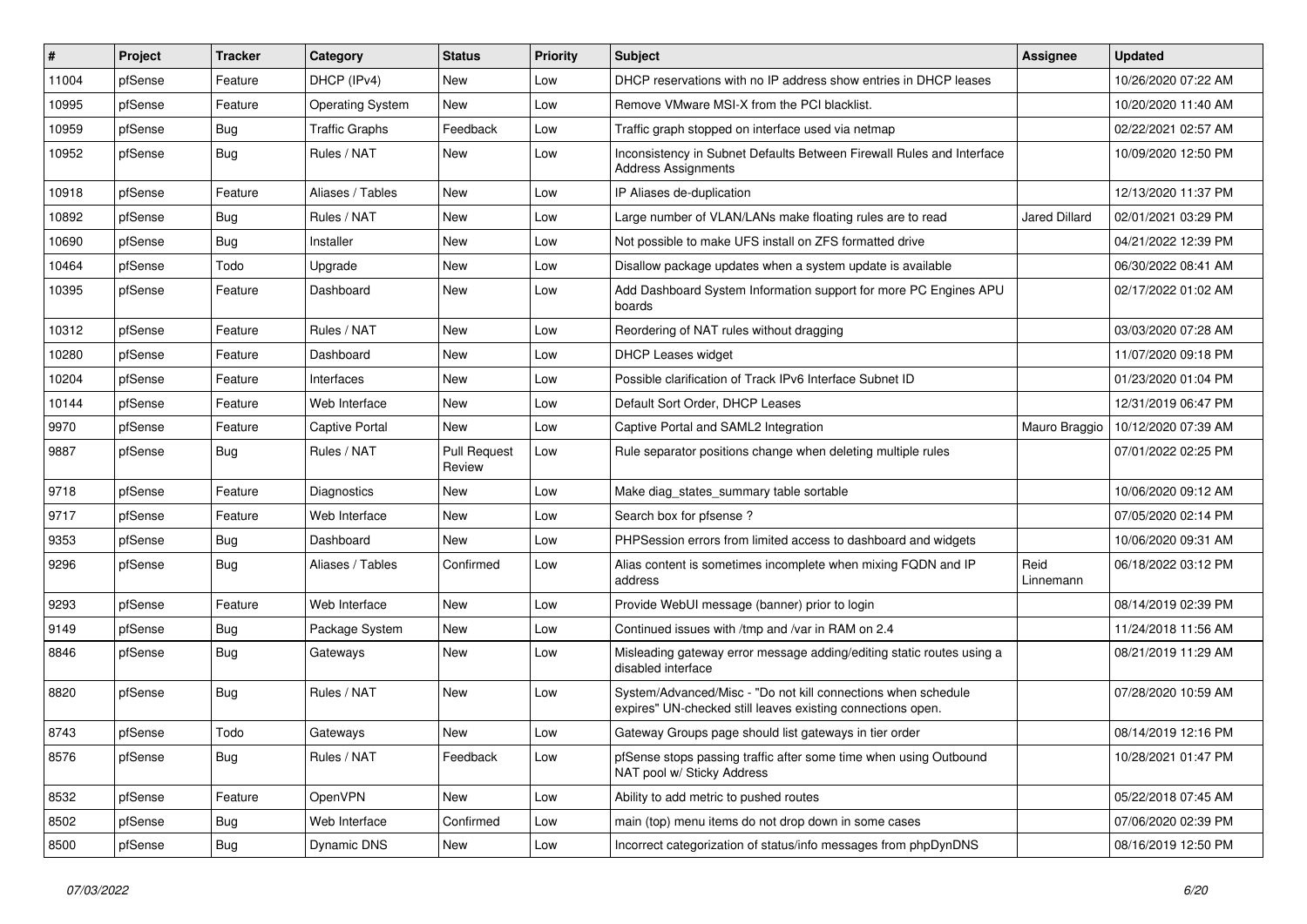| # | Project | Tracker | Category | Status | Priority | Subject | Assignee | Updated |
|---|---|---|---|---|---|---|---|---|
| 11004 | pfSense | Feature | DHCP (IPv4) | New | Low | DHCP reservations with no IP address show entries in DHCP leases | | 10/26/2020 07:22 AM |
| 10995 | pfSense | Feature | Operating System | New | Low | Remove VMware MSI-X from the PCI blacklist. | | 10/20/2020 11:40 AM |
| 10959 | pfSense | Bug | Traffic Graphs | Feedback | Low | Traffic graph stopped on interface used via netmap | | 02/22/2021 02:57 AM |
| 10952 | pfSense | Bug | Rules / NAT | New | Low | Inconsistency in Subnet Defaults Between Firewall Rules and Interface Address Assignments | | 10/09/2020 12:50 PM |
| 10918 | pfSense | Feature | Aliases / Tables | New | Low | IP Aliases de-duplication | | 12/13/2020 11:37 PM |
| 10892 | pfSense | Bug | Rules / NAT | New | Low | Large number of VLAN/LANs make floating rules are to read | Jared Dillard | 02/01/2021 03:29 PM |
| 10690 | pfSense | Bug | Installer | New | Low | Not possible to make UFS install on ZFS formatted drive | | 04/21/2022 12:39 PM |
| 10464 | pfSense | Todo | Upgrade | New | Low | Disallow package updates when a system update is available | | 06/30/2022 08:41 AM |
| 10395 | pfSense | Feature | Dashboard | New | Low | Add Dashboard System Information support for more PC Engines APU boards | | 02/17/2022 01:02 AM |
| 10312 | pfSense | Feature | Rules / NAT | New | Low | Reordering of NAT rules without dragging | | 03/03/2020 07:28 AM |
| 10280 | pfSense | Feature | Dashboard | New | Low | DHCP Leases widget | | 11/07/2020 09:18 PM |
| 10204 | pfSense | Feature | Interfaces | New | Low | Possible clarification of Track IPv6 Interface Subnet ID | | 01/23/2020 01:04 PM |
| 10144 | pfSense | Feature | Web Interface | New | Low | Default Sort Order, DHCP Leases | | 12/31/2019 06:47 PM |
| 9970 | pfSense | Feature | Captive Portal | New | Low | Captive Portal and SAML2 Integration | Mauro Braggio | 10/12/2020 07:39 AM |
| 9887 | pfSense | Bug | Rules / NAT | Pull Request Review | Low | Rule separator positions change when deleting multiple rules | | 07/01/2022 02:25 PM |
| 9718 | pfSense | Feature | Diagnostics | New | Low | Make diag_states_summary table sortable | | 10/06/2020 09:12 AM |
| 9717 | pfSense | Feature | Web Interface | New | Low | Search box for pfsense ? | | 07/05/2020 02:14 PM |
| 9353 | pfSense | Bug | Dashboard | New | Low | PHPSession errors from limited access to dashboard and widgets | | 10/06/2020 09:31 AM |
| 9296 | pfSense | Bug | Aliases / Tables | Confirmed | Low | Alias content is sometimes incomplete when mixing FQDN and IP address | Reid Linnemann | 06/18/2022 03:12 PM |
| 9293 | pfSense | Feature | Web Interface | New | Low | Provide WebUI message (banner) prior to login | | 08/14/2019 02:39 PM |
| 9149 | pfSense | Bug | Package System | New | Low | Continued issues with /tmp and /var in RAM on 2.4 | | 11/24/2018 11:56 AM |
| 8846 | pfSense | Bug | Gateways | New | Low | Misleading gateway error message adding/editing static routes using a disabled interface | | 08/21/2019 11:29 AM |
| 8820 | pfSense | Bug | Rules / NAT | New | Low | System/Advanced/Misc - "Do not kill connections when schedule expires" UN-checked still leaves existing connections open. | | 07/28/2020 10:59 AM |
| 8743 | pfSense | Todo | Gateways | New | Low | Gateway Groups page should list gateways in tier order | | 08/14/2019 12:16 PM |
| 8576 | pfSense | Bug | Rules / NAT | Feedback | Low | pfSense stops passing traffic after some time when using Outbound NAT pool w/ Sticky Address | | 10/28/2021 01:47 PM |
| 8532 | pfSense | Feature | OpenVPN | New | Low | Ability to add metric to pushed routes | | 05/22/2018 07:45 AM |
| 8502 | pfSense | Bug | Web Interface | Confirmed | Low | main (top) menu items do not drop down in some cases | | 07/06/2020 02:39 PM |
| 8500 | pfSense | Bug | Dynamic DNS | New | Low | Incorrect categorization of status/info messages from phpDynDNS | | 08/16/2019 12:50 PM |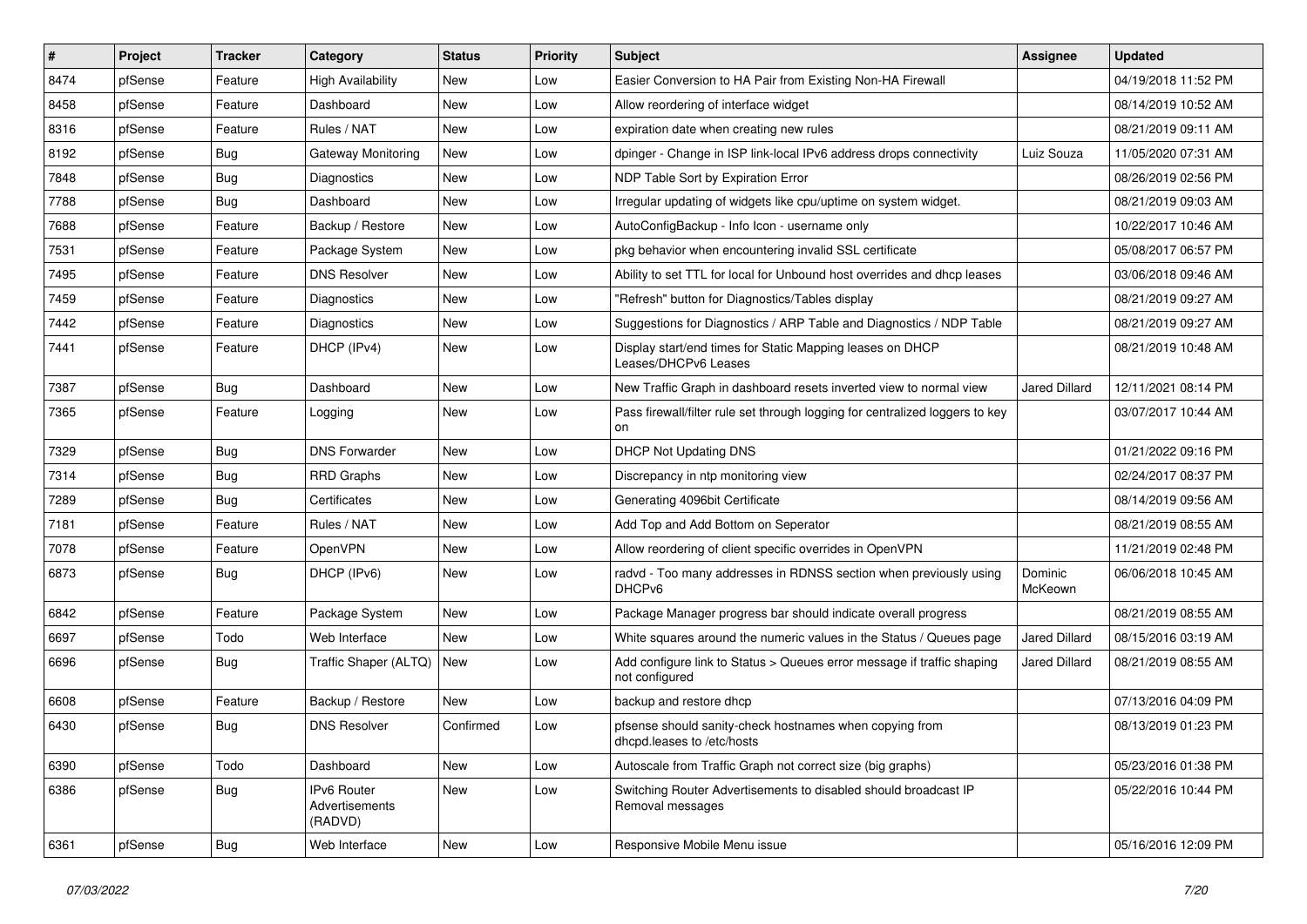| # | Project | Tracker | Category | Status | Priority | Subject | Assignee | Updated |
|---|---|---|---|---|---|---|---|---|
| 8474 | pfSense | Feature | High Availability | New | Low | Easier Conversion to HA Pair from Existing Non-HA Firewall | | 04/19/2018 11:52 PM |
| 8458 | pfSense | Feature | Dashboard | New | Low | Allow reordering of interface widget | | 08/14/2019 10:52 AM |
| 8316 | pfSense | Feature | Rules / NAT | New | Low | expiration date when creating new rules | | 08/21/2019 09:11 AM |
| 8192 | pfSense | Bug | Gateway Monitoring | New | Low | dpinger - Change in ISP link-local IPv6 address drops connectivity | Luiz Souza | 11/05/2020 07:31 AM |
| 7848 | pfSense | Bug | Diagnostics | New | Low | NDP Table Sort by Expiration Error | | 08/26/2019 02:56 PM |
| 7788 | pfSense | Bug | Dashboard | New | Low | Irregular updating of widgets like cpu/uptime on system widget. | | 08/21/2019 09:03 AM |
| 7688 | pfSense | Feature | Backup / Restore | New | Low | AutoConfigBackup - Info Icon - username only | | 10/22/2017 10:46 AM |
| 7531 | pfSense | Feature | Package System | New | Low | pkg behavior when encountering invalid SSL certificate | | 05/08/2017 06:57 PM |
| 7495 | pfSense | Feature | DNS Resolver | New | Low | Ability to set TTL for local for Unbound host overrides and dhcp leases | | 03/06/2018 09:46 AM |
| 7459 | pfSense | Feature | Diagnostics | New | Low | "Refresh" button for Diagnostics/Tables display | | 08/21/2019 09:27 AM |
| 7442 | pfSense | Feature | Diagnostics | New | Low | Suggestions for Diagnostics / ARP Table and Diagnostics / NDP Table | | 08/21/2019 09:27 AM |
| 7441 | pfSense | Feature | DHCP (IPv4) | New | Low | Display start/end times for Static Mapping leases on DHCP Leases/DHCPv6 Leases | | 08/21/2019 10:48 AM |
| 7387 | pfSense | Bug | Dashboard | New | Low | New Traffic Graph in dashboard resets inverted view to normal view | Jared Dillard | 12/11/2021 08:14 PM |
| 7365 | pfSense | Feature | Logging | New | Low | Pass firewall/filter rule set through logging for centralized loggers to key on | | 03/07/2017 10:44 AM |
| 7329 | pfSense | Bug | DNS Forwarder | New | Low | DHCP Not Updating DNS | | 01/21/2022 09:16 PM |
| 7314 | pfSense | Bug | RRD Graphs | New | Low | Discrepancy in ntp monitoring view | | 02/24/2017 08:37 PM |
| 7289 | pfSense | Bug | Certificates | New | Low | Generating 4096bit Certificate | | 08/14/2019 09:56 AM |
| 7181 | pfSense | Feature | Rules / NAT | New | Low | Add Top and Add Bottom on Seperator | | 08/21/2019 08:55 AM |
| 7078 | pfSense | Feature | OpenVPN | New | Low | Allow reordering of client specific overrides in OpenVPN | | 11/21/2019 02:48 PM |
| 6873 | pfSense | Bug | DHCP (IPv6) | New | Low | radvd - Too many addresses in RDNSS section when previously using DHCPv6 | Dominic McKeown | 06/06/2018 10:45 AM |
| 6842 | pfSense | Feature | Package System | New | Low | Package Manager progress bar should indicate overall progress | | 08/21/2019 08:55 AM |
| 6697 | pfSense | Todo | Web Interface | New | Low | White squares around the numeric values in the Status / Queues page | Jared Dillard | 08/15/2016 03:19 AM |
| 6696 | pfSense | Bug | Traffic Shaper (ALTQ) | New | Low | Add configure link to Status > Queues error message if traffic shaping not configured | Jared Dillard | 08/21/2019 08:55 AM |
| 6608 | pfSense | Feature | Backup / Restore | New | Low | backup and restore dhcp | | 07/13/2016 04:09 PM |
| 6430 | pfSense | Bug | DNS Resolver | Confirmed | Low | pfsense should sanity-check hostnames when copying from dhcpd.leases to /etc/hosts | | 08/13/2019 01:23 PM |
| 6390 | pfSense | Todo | Dashboard | New | Low | Autoscale from Traffic Graph not correct size (big graphs) | | 05/23/2016 01:38 PM |
| 6386 | pfSense | Bug | IPv6 Router Advertisements (RADVD) | New | Low | Switching Router Advertisements to disabled should broadcast IP Removal messages | | 05/22/2016 10:44 PM |
| 6361 | pfSense | Bug | Web Interface | New | Low | Responsive Mobile Menu issue | | 05/16/2016 12:09 PM |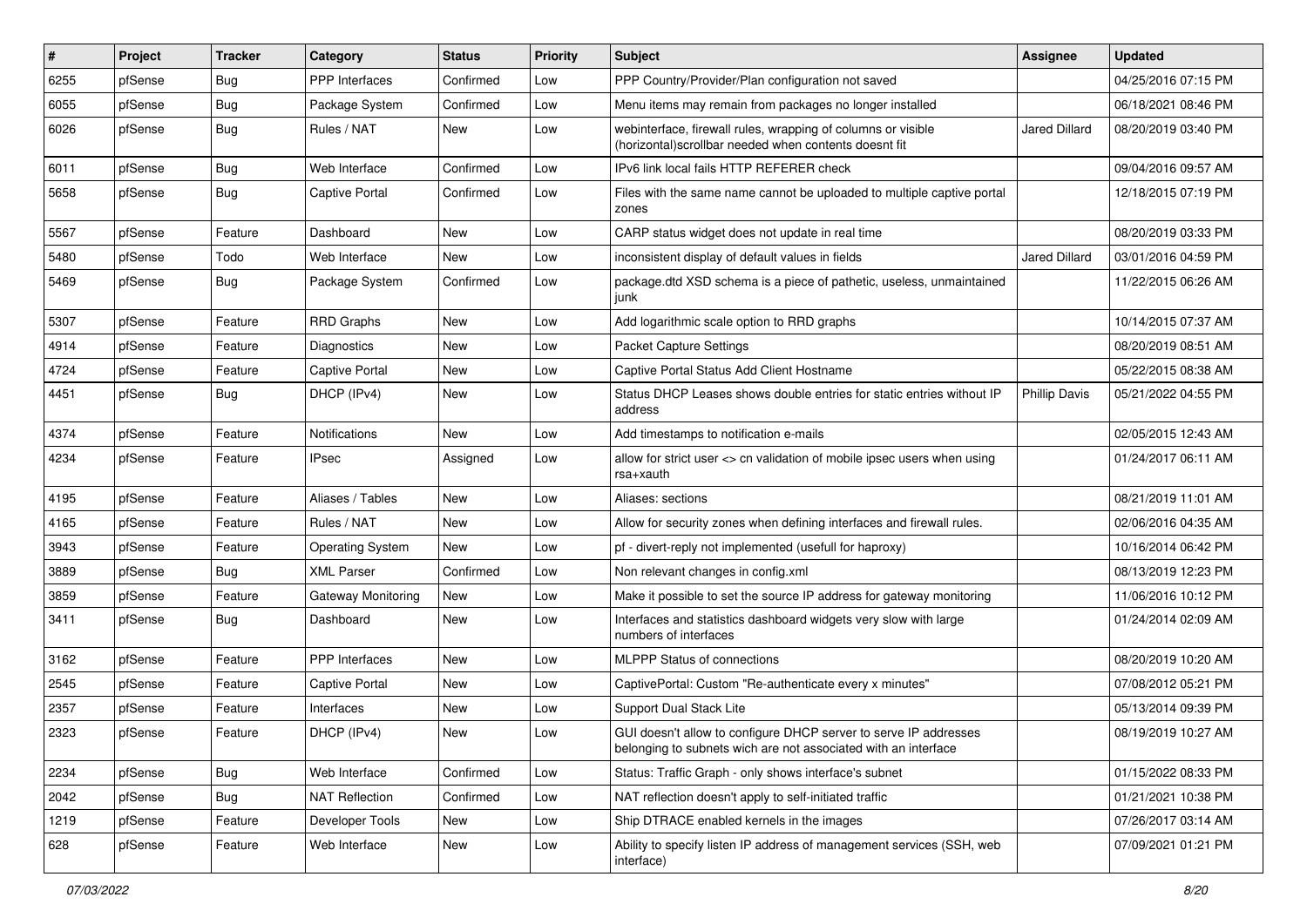| # | Project | Tracker | Category | Status | Priority | Subject | Assignee | Updated |
|---|---|---|---|---|---|---|---|---|
| 6255 | pfSense | Bug | PPP Interfaces | Confirmed | Low | PPP Country/Provider/Plan configuration not saved | | 04/25/2016 07:15 PM |
| 6055 | pfSense | Bug | Package System | Confirmed | Low | Menu items may remain from packages no longer installed | | 06/18/2021 08:46 PM |
| 6026 | pfSense | Bug | Rules / NAT | New | Low | webinterface, firewall rules, wrapping of columns or visible (horizontal)scrollbar needed when contents doesnt fit | Jared Dillard | 08/20/2019 03:40 PM |
| 6011 | pfSense | Bug | Web Interface | Confirmed | Low | IPv6 link local fails HTTP REFERER check | | 09/04/2016 09:57 AM |
| 5658 | pfSense | Bug | Captive Portal | Confirmed | Low | Files with the same name cannot be uploaded to multiple captive portal zones | | 12/18/2015 07:19 PM |
| 5567 | pfSense | Feature | Dashboard | New | Low | CARP status widget does not update in real time | | 08/20/2019 03:33 PM |
| 5480 | pfSense | Todo | Web Interface | New | Low | inconsistent display of default values in fields | Jared Dillard | 03/01/2016 04:59 PM |
| 5469 | pfSense | Bug | Package System | Confirmed | Low | package.dtd XSD schema is a piece of pathetic, useless, unmaintained junk | | 11/22/2015 06:26 AM |
| 5307 | pfSense | Feature | RRD Graphs | New | Low | Add logarithmic scale option to RRD graphs | | 10/14/2015 07:37 AM |
| 4914 | pfSense | Feature | Diagnostics | New | Low | Packet Capture Settings | | 08/20/2019 08:51 AM |
| 4724 | pfSense | Feature | Captive Portal | New | Low | Captive Portal Status Add Client Hostname | | 05/22/2015 08:38 AM |
| 4451 | pfSense | Bug | DHCP (IPv4) | New | Low | Status DHCP Leases shows double entries for static entries without IP address | Phillip Davis | 05/21/2022 04:55 PM |
| 4374 | pfSense | Feature | Notifications | New | Low | Add timestamps to notification e-mails | | 02/05/2015 12:43 AM |
| 4234 | pfSense | Feature | IPsec | Assigned | Low | allow for strict user <> cn validation of mobile ipsec users when using rsa+xauth | | 01/24/2017 06:11 AM |
| 4195 | pfSense | Feature | Aliases / Tables | New | Low | Aliases: sections | | 08/21/2019 11:01 AM |
| 4165 | pfSense | Feature | Rules / NAT | New | Low | Allow for security zones when defining interfaces and firewall rules. | | 02/06/2016 04:35 AM |
| 3943 | pfSense | Feature | Operating System | New | Low | pf - divert-reply not implemented (usefull for haproxy) | | 10/16/2014 06:42 PM |
| 3889 | pfSense | Bug | XML Parser | Confirmed | Low | Non relevant changes in config.xml | | 08/13/2019 12:23 PM |
| 3859 | pfSense | Feature | Gateway Monitoring | New | Low | Make it possible to set the source IP address for gateway monitoring | | 11/06/2016 10:12 PM |
| 3411 | pfSense | Bug | Dashboard | New | Low | Interfaces and statistics dashboard widgets very slow with large numbers of interfaces | | 01/24/2014 02:09 AM |
| 3162 | pfSense | Feature | PPP Interfaces | New | Low | MLPPP Status of connections | | 08/20/2019 10:20 AM |
| 2545 | pfSense | Feature | Captive Portal | New | Low | CaptivePortal: Custom "Re-authenticate every x minutes" | | 07/08/2012 05:21 PM |
| 2357 | pfSense | Feature | Interfaces | New | Low | Support Dual Stack Lite | | 05/13/2014 09:39 PM |
| 2323 | pfSense | Feature | DHCP (IPv4) | New | Low | GUI doesn't allow to configure DHCP server to serve IP addresses belonging to subnets wich are not associated with an interface | | 08/19/2019 10:27 AM |
| 2234 | pfSense | Bug | Web Interface | Confirmed | Low | Status: Traffic Graph - only shows interface's subnet | | 01/15/2022 08:33 PM |
| 2042 | pfSense | Bug | NAT Reflection | Confirmed | Low | NAT reflection doesn't apply to self-initiated traffic | | 01/21/2021 10:38 PM |
| 1219 | pfSense | Feature | Developer Tools | New | Low | Ship DTRACE enabled kernels in the images | | 07/26/2017 03:14 AM |
| 628 | pfSense | Feature | Web Interface | New | Low | Ability to specify listen IP address of management services (SSH, web interface) | | 07/09/2021 01:21 PM |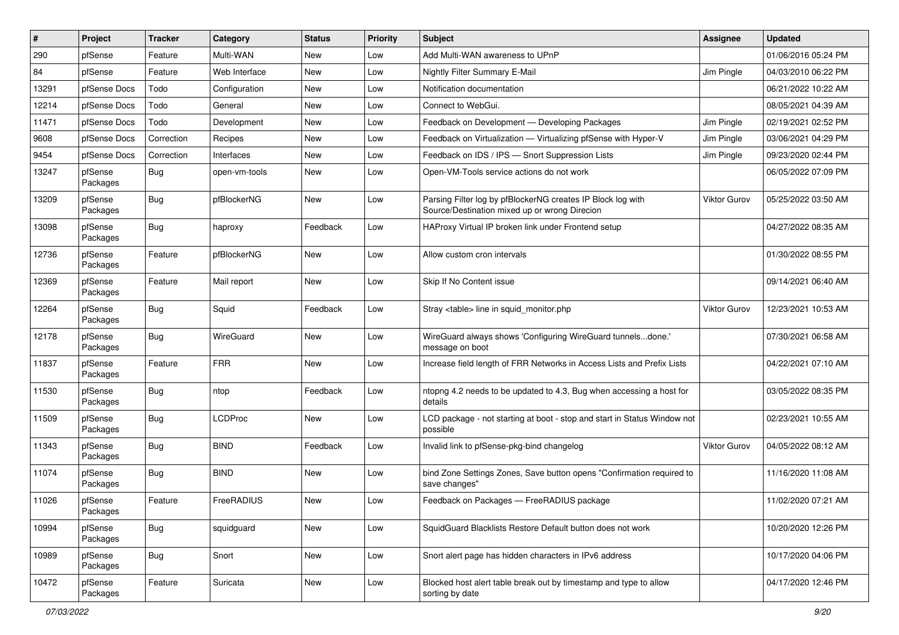| # | Project | Tracker | Category | Status | Priority | Subject | Assignee | Updated |
|---|---|---|---|---|---|---|---|---|
| 290 | pfSense | Feature | Multi-WAN | New | Low | Add Multi-WAN awareness to UPnP | | 01/06/2016 05:24 PM |
| 84 | pfSense | Feature | Web Interface | New | Low | Nightly Filter Summary E-Mail | Jim Pingle | 04/03/2010 06:22 PM |
| 13291 | pfSense Docs | Todo | Configuration | New | Low | Notification documentation | | 06/21/2022 10:22 AM |
| 12214 | pfSense Docs | Todo | General | New | Low | Connect to WebGui. | | 08/05/2021 04:39 AM |
| 11471 | pfSense Docs | Todo | Development | New | Low | Feedback on Development — Developing Packages | Jim Pingle | 02/19/2021 02:52 PM |
| 9608 | pfSense Docs | Correction | Recipes | New | Low | Feedback on Virtualization — Virtualizing pfSense with Hyper-V | Jim Pingle | 03/06/2021 04:29 PM |
| 9454 | pfSense Docs | Correction | Interfaces | New | Low | Feedback on IDS / IPS — Snort Suppression Lists | Jim Pingle | 09/23/2020 02:44 PM |
| 13247 | pfSense Packages | Bug | open-vm-tools | New | Low | Open-VM-Tools service actions do not work | | 06/05/2022 07:09 PM |
| 13209 | pfSense Packages | Bug | pfBlockerNG | New | Low | Parsing Filter log by pfBlockerNG creates IP Block log with Source/Destination mixed up or wrong Direcion | Viktor Gurov | 05/25/2022 03:50 AM |
| 13098 | pfSense Packages | Bug | haproxy | Feedback | Low | HAProxy Virtual IP broken link under Frontend setup | | 04/27/2022 08:35 AM |
| 12736 | pfSense Packages | Feature | pfBlockerNG | New | Low | Allow custom cron intervals | | 01/30/2022 08:55 PM |
| 12369 | pfSense Packages | Feature | Mail report | New | Low | Skip If No Content issue | | 09/14/2021 06:40 AM |
| 12264 | pfSense Packages | Bug | Squid | Feedback | Low | Stray <table> line in squid_monitor.php | Viktor Gurov | 12/23/2021 10:53 AM |
| 12178 | pfSense Packages | Bug | WireGuard | New | Low | WireGuard always shows 'Configuring WireGuard tunnels...done.' message on boot | | 07/30/2021 06:58 AM |
| 11837 | pfSense Packages | Feature | FRR | New | Low | Increase field length of FRR Networks in Access Lists and Prefix Lists | | 04/22/2021 07:10 AM |
| 11530 | pfSense Packages | Bug | ntop | Feedback | Low | ntopng 4.2 needs to be updated to 4.3, Bug when accessing a host for details | | 03/05/2022 08:35 PM |
| 11509 | pfSense Packages | Bug | LCDProc | New | Low | LCD package - not starting at boot - stop and start in Status Window not possible | | 02/23/2021 10:55 AM |
| 11343 | pfSense Packages | Bug | BIND | Feedback | Low | Invalid link to pfSense-pkg-bind changelog | Viktor Gurov | 04/05/2022 08:12 AM |
| 11074 | pfSense Packages | Bug | BIND | New | Low | bind Zone Settings Zones, Save button opens "Confirmation required to save changes" | | 11/16/2020 11:08 AM |
| 11026 | pfSense Packages | Feature | FreeRADIUS | New | Low | Feedback on Packages — FreeRADIUS package | | 11/02/2020 07:21 AM |
| 10994 | pfSense Packages | Bug | squidguard | New | Low | SquidGuard Blacklists Restore Default button does not work | | 10/20/2020 12:26 PM |
| 10989 | pfSense Packages | Bug | Snort | New | Low | Snort alert page has hidden characters in IPv6 address | | 10/17/2020 04:06 PM |
| 10472 | pfSense Packages | Feature | Suricata | New | Low | Blocked host alert table break out by timestamp and type to allow sorting by date | | 04/17/2020 12:46 PM |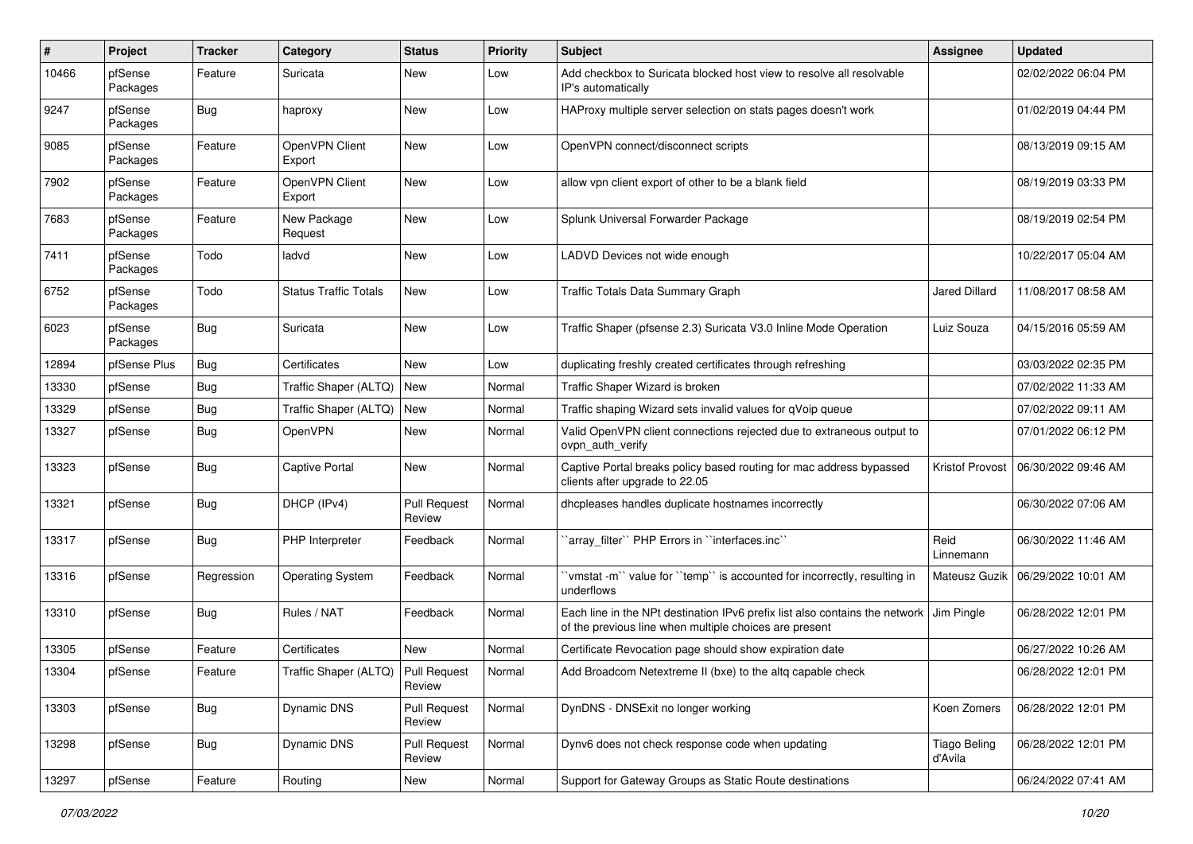| # | Project | Tracker | Category | Status | Priority | Subject | Assignee | Updated |
|---|---|---|---|---|---|---|---|---|
| 10466 | pfSense Packages | Feature | Suricata | New | Low | Add checkbox to Suricata blocked host view to resolve all resolvable IP's automatically | | 02/02/2022 06:04 PM |
| 9247 | pfSense Packages | Bug | haproxy | New | Low | HAProxy multiple server selection on stats pages doesn't work | | 01/02/2019 04:44 PM |
| 9085 | pfSense Packages | Feature | OpenVPN Client Export | New | Low | OpenVPN connect/disconnect scripts | | 08/13/2019 09:15 AM |
| 7902 | pfSense Packages | Feature | OpenVPN Client Export | New | Low | allow vpn client export of other to be a blank field | | 08/19/2019 03:33 PM |
| 7683 | pfSense Packages | Feature | New Package Request | New | Low | Splunk Universal Forwarder Package | | 08/19/2019 02:54 PM |
| 7411 | pfSense Packages | Todo | ladvd | New | Low | LADVD Devices not wide enough | | 10/22/2017 05:04 AM |
| 6752 | pfSense Packages | Todo | Status Traffic Totals | New | Low | Traffic Totals Data Summary Graph | Jared Dillard | 11/08/2017 08:58 AM |
| 6023 | pfSense Packages | Bug | Suricata | New | Low | Traffic Shaper (pfsense 2.3) Suricata V3.0 Inline Mode Operation | Luiz Souza | 04/15/2016 05:59 AM |
| 12894 | pfSense Plus | Bug | Certificates | New | Low | duplicating freshly created certificates through refreshing | | 03/03/2022 02:35 PM |
| 13330 | pfSense | Bug | Traffic Shaper (ALTQ) | New | Normal | Traffic Shaper Wizard is broken | | 07/02/2022 11:33 AM |
| 13329 | pfSense | Bug | Traffic Shaper (ALTQ) | New | Normal | Traffic shaping Wizard sets invalid values for qVoip queue | | 07/02/2022 09:11 AM |
| 13327 | pfSense | Bug | OpenVPN | New | Normal | Valid OpenVPN client connections rejected due to extraneous output to ovpn_auth_verify | | 07/01/2022 06:12 PM |
| 13323 | pfSense | Bug | Captive Portal | New | Normal | Captive Portal breaks policy based routing for mac address bypassed clients after upgrade to 22.05 | Kristof Provost | 06/30/2022 09:46 AM |
| 13321 | pfSense | Bug | DHCP (IPv4) | Pull Request Review | Normal | dhcpleases handles duplicate hostnames incorrectly | | 06/30/2022 07:06 AM |
| 13317 | pfSense | Bug | PHP Interpreter | Feedback | Normal | ``array_filter`` PHP Errors in ``interfaces.inc`` | Reid Linnemann | 06/30/2022 11:46 AM |
| 13316 | pfSense | Regression | Operating System | Feedback | Normal | ``vmstat -m`` value for ``temp`` is accounted for incorrectly, resulting in underflows | Mateusz Guzik | 06/29/2022 10:01 AM |
| 13310 | pfSense | Bug | Rules / NAT | Feedback | Normal | Each line in the NPt destination IPv6 prefix list also contains the network of the previous line when multiple choices are present | Jim Pingle | 06/28/2022 12:01 PM |
| 13305 | pfSense | Feature | Certificates | New | Normal | Certificate Revocation page should show expiration date | | 06/27/2022 10:26 AM |
| 13304 | pfSense | Feature | Traffic Shaper (ALTQ) | Pull Request Review | Normal | Add Broadcom Netextreme II (bxe) to the altq capable check | | 06/28/2022 12:01 PM |
| 13303 | pfSense | Bug | Dynamic DNS | Pull Request Review | Normal | DynDNS - DNSExit no longer working | Koen Zomers | 06/28/2022 12:01 PM |
| 13298 | pfSense | Bug | Dynamic DNS | Pull Request Review | Normal | Dynv6 does not check response code when updating | Tiago Beling d'Avila | 06/28/2022 12:01 PM |
| 13297 | pfSense | Feature | Routing | New | Normal | Support for Gateway Groups as Static Route destinations | | 06/24/2022 07:41 AM |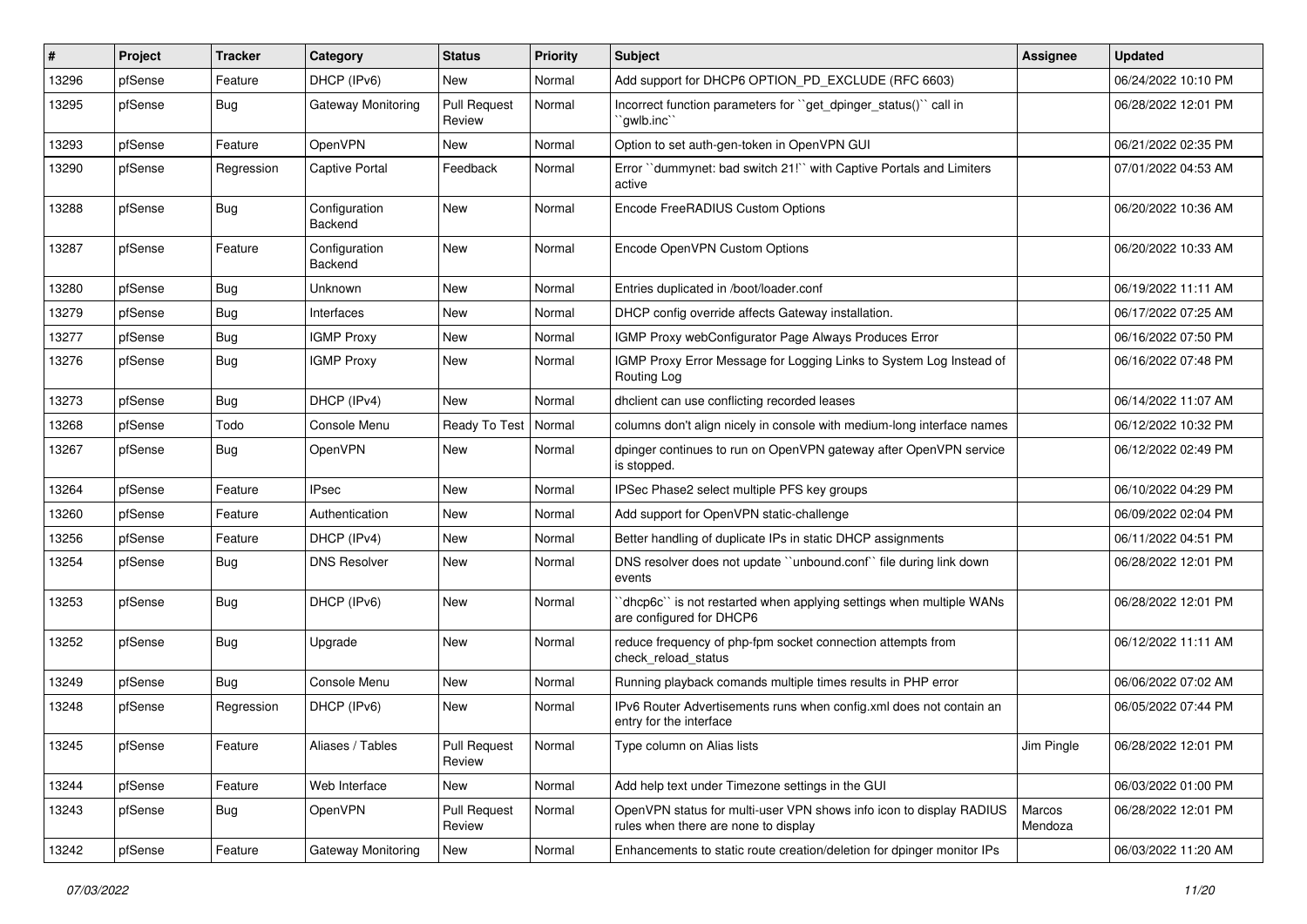| # | Project | Tracker | Category | Status | Priority | Subject | Assignee | Updated |
|---|---|---|---|---|---|---|---|---|
| 13296 | pfSense | Feature | DHCP (IPv6) | New | Normal | Add support for DHCP6 OPTION_PD_EXCLUDE (RFC 6603) | | 06/24/2022 10:10 PM |
| 13295 | pfSense | Bug | Gateway Monitoring | Pull Request Review | Normal | Incorrect function parameters for ``get_dpinger_status()`` call in ``gwlb.inc`` | | 06/28/2022 12:01 PM |
| 13293 | pfSense | Feature | OpenVPN | New | Normal | Option to set auth-gen-token in OpenVPN GUI | | 06/21/2022 02:35 PM |
| 13290 | pfSense | Regression | Captive Portal | Feedback | Normal | Error ``dummynet: bad switch 21!`` with Captive Portals and Limiters active | | 07/01/2022 04:53 AM |
| 13288 | pfSense | Bug | Configuration Backend | New | Normal | Encode FreeRADIUS Custom Options | | 06/20/2022 10:36 AM |
| 13287 | pfSense | Feature | Configuration Backend | New | Normal | Encode OpenVPN Custom Options | | 06/20/2022 10:33 AM |
| 13280 | pfSense | Bug | Unknown | New | Normal | Entries duplicated in /boot/loader.conf | | 06/19/2022 11:11 AM |
| 13279 | pfSense | Bug | Interfaces | New | Normal | DHCP config override affects Gateway installation. | | 06/17/2022 07:25 AM |
| 13277 | pfSense | Bug | IGMP Proxy | New | Normal | IGMP Proxy webConfigurator Page Always Produces Error | | 06/16/2022 07:50 PM |
| 13276 | pfSense | Bug | IGMP Proxy | New | Normal | IGMP Proxy Error Message for Logging Links to System Log Instead of Routing Log | | 06/16/2022 07:48 PM |
| 13273 | pfSense | Bug | DHCP (IPv4) | New | Normal | dhclient can use conflicting recorded leases | | 06/14/2022 11:07 AM |
| 13268 | pfSense | Todo | Console Menu | Ready To Test | Normal | columns don't align nicely in console with medium-long interface names | | 06/12/2022 10:32 PM |
| 13267 | pfSense | Bug | OpenVPN | New | Normal | dpinger continues to run on OpenVPN gateway after OpenVPN service is stopped. | | 06/12/2022 02:49 PM |
| 13264 | pfSense | Feature | IPsec | New | Normal | IPSec Phase2 select multiple PFS key groups | | 06/10/2022 04:29 PM |
| 13260 | pfSense | Feature | Authentication | New | Normal | Add support for OpenVPN static-challenge | | 06/09/2022 02:04 PM |
| 13256 | pfSense | Feature | DHCP (IPv4) | New | Normal | Better handling of duplicate IPs in static DHCP assignments | | 06/11/2022 04:51 PM |
| 13254 | pfSense | Bug | DNS Resolver | New | Normal | DNS resolver does not update ``unbound.conf`` file during link down events | | 06/28/2022 12:01 PM |
| 13253 | pfSense | Bug | DHCP (IPv6) | New | Normal | ``dhcp6c`` is not restarted when applying settings when multiple WANs are configured for DHCP6 | | 06/28/2022 12:01 PM |
| 13252 | pfSense | Bug | Upgrade | New | Normal | reduce frequency of php-fpm socket connection attempts from check_reload_status | | 06/12/2022 11:11 AM |
| 13249 | pfSense | Bug | Console Menu | New | Normal | Running playback comands multiple times results in PHP error | | 06/06/2022 07:02 AM |
| 13248 | pfSense | Regression | DHCP (IPv6) | New | Normal | IPv6 Router Advertisements runs when config.xml does not contain an entry for the interface | | 06/05/2022 07:44 PM |
| 13245 | pfSense | Feature | Aliases / Tables | Pull Request Review | Normal | Type column on Alias lists | Jim Pingle | 06/28/2022 12:01 PM |
| 13244 | pfSense | Feature | Web Interface | New | Normal | Add help text under Timezone settings in the GUI | | 06/03/2022 01:00 PM |
| 13243 | pfSense | Bug | OpenVPN | Pull Request Review | Normal | OpenVPN status for multi-user VPN shows info icon to display RADIUS rules when there are none to display | Marcos Mendoza | 06/28/2022 12:01 PM |
| 13242 | pfSense | Feature | Gateway Monitoring | New | Normal | Enhancements to static route creation/deletion for dpinger monitor IPs | | 06/03/2022 11:20 AM |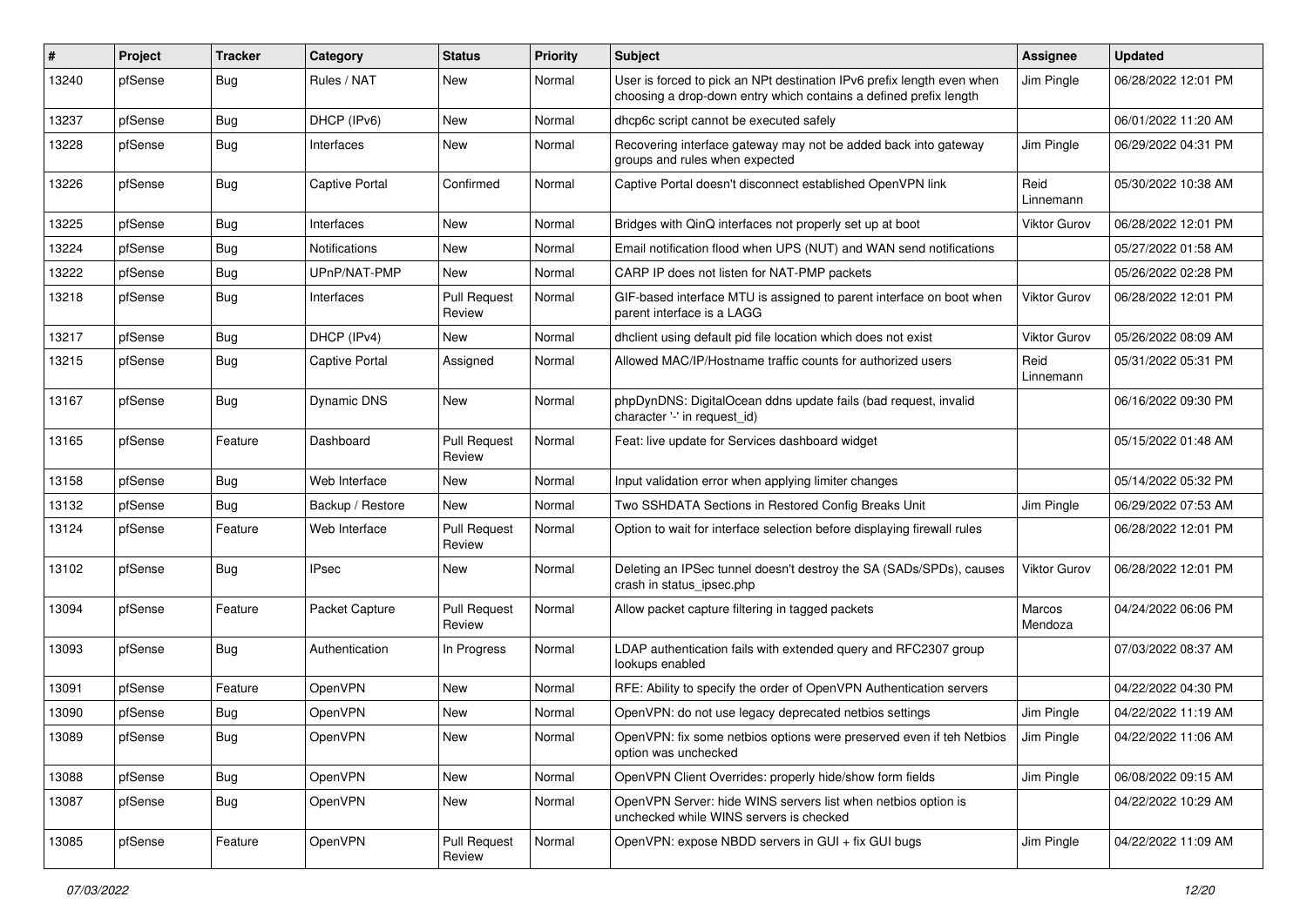| # | Project | Tracker | Category | Status | Priority | Subject | Assignee | Updated |
|---|---|---|---|---|---|---|---|---|
| 13240 | pfSense | Bug | Rules / NAT | New | Normal | User is forced to pick an NPt destination IPv6 prefix length even when choosing a drop-down entry which contains a defined prefix length | Jim Pingle | 06/28/2022 12:01 PM |
| 13237 | pfSense | Bug | DHCP (IPv6) | New | Normal | dhcp6c script cannot be executed safely | | 06/01/2022 11:20 AM |
| 13228 | pfSense | Bug | Interfaces | New | Normal | Recovering interface gateway may not be added back into gateway groups and rules when expected | Jim Pingle | 06/29/2022 04:31 PM |
| 13226 | pfSense | Bug | Captive Portal | Confirmed | Normal | Captive Portal doesn't disconnect established OpenVPN link | Reid Linnemann | 05/30/2022 10:38 AM |
| 13225 | pfSense | Bug | Interfaces | New | Normal | Bridges with QinQ interfaces not properly set up at boot | Viktor Gurov | 06/28/2022 12:01 PM |
| 13224 | pfSense | Bug | Notifications | New | Normal | Email notification flood when UPS (NUT) and WAN send notifications | | 05/27/2022 01:58 AM |
| 13222 | pfSense | Bug | UPnP/NAT-PMP | New | Normal | CARP IP does not listen for NAT-PMP packets | | 05/26/2022 02:28 PM |
| 13218 | pfSense | Bug | Interfaces | Pull Request Review | Normal | GIF-based interface MTU is assigned to parent interface on boot when parent interface is a LAGG | Viktor Gurov | 06/28/2022 12:01 PM |
| 13217 | pfSense | Bug | DHCP (IPv4) | New | Normal | dhclient using default pid file location which does not exist | Viktor Gurov | 05/26/2022 08:09 AM |
| 13215 | pfSense | Bug | Captive Portal | Assigned | Normal | Allowed MAC/IP/Hostname traffic counts for authorized users | Reid Linnemann | 05/31/2022 05:31 PM |
| 13167 | pfSense | Bug | Dynamic DNS | New | Normal | phpDynDNS: DigitalOcean ddns update fails (bad request, invalid character '-' in request_id) | | 06/16/2022 09:30 PM |
| 13165 | pfSense | Feature | Dashboard | Pull Request Review | Normal | Feat: live update for Services dashboard widget | | 05/15/2022 01:48 AM |
| 13158 | pfSense | Bug | Web Interface | New | Normal | Input validation error when applying limiter changes | | 05/14/2022 05:32 PM |
| 13132 | pfSense | Bug | Backup / Restore | New | Normal | Two SSHDATA Sections in Restored Config Breaks Unit | Jim Pingle | 06/29/2022 07:53 AM |
| 13124 | pfSense | Feature | Web Interface | Pull Request Review | Normal | Option to wait for interface selection before displaying firewall rules | | 06/28/2022 12:01 PM |
| 13102 | pfSense | Bug | IPsec | New | Normal | Deleting an IPSec tunnel doesn't destroy the SA (SADs/SPDs), causes crash in status_ipsec.php | Viktor Gurov | 06/28/2022 12:01 PM |
| 13094 | pfSense | Feature | Packet Capture | Pull Request Review | Normal | Allow packet capture filtering in tagged packets | Marcos Mendoza | 04/24/2022 06:06 PM |
| 13093 | pfSense | Bug | Authentication | In Progress | Normal | LDAP authentication fails with extended query and RFC2307 group lookups enabled | | 07/03/2022 08:37 AM |
| 13091 | pfSense | Feature | OpenVPN | New | Normal | RFE: Ability to specify the order of OpenVPN Authentication servers | | 04/22/2022 04:30 PM |
| 13090 | pfSense | Bug | OpenVPN | New | Normal | OpenVPN: do not use legacy deprecated netbios settings | Jim Pingle | 04/22/2022 11:19 AM |
| 13089 | pfSense | Bug | OpenVPN | New | Normal | OpenVPN: fix some netbios options were preserved even if teh Netbios option was unchecked | Jim Pingle | 04/22/2022 11:06 AM |
| 13088 | pfSense | Bug | OpenVPN | New | Normal | OpenVPN Client Overrides: properly hide/show form fields | Jim Pingle | 06/08/2022 09:15 AM |
| 13087 | pfSense | Bug | OpenVPN | New | Normal | OpenVPN Server: hide WINS servers list when netbios option is unchecked while WINS servers is checked | | 04/22/2022 10:29 AM |
| 13085 | pfSense | Feature | OpenVPN | Pull Request Review | Normal | OpenVPN: expose NBDD servers in GUI + fix GUI bugs | Jim Pingle | 04/22/2022 11:09 AM |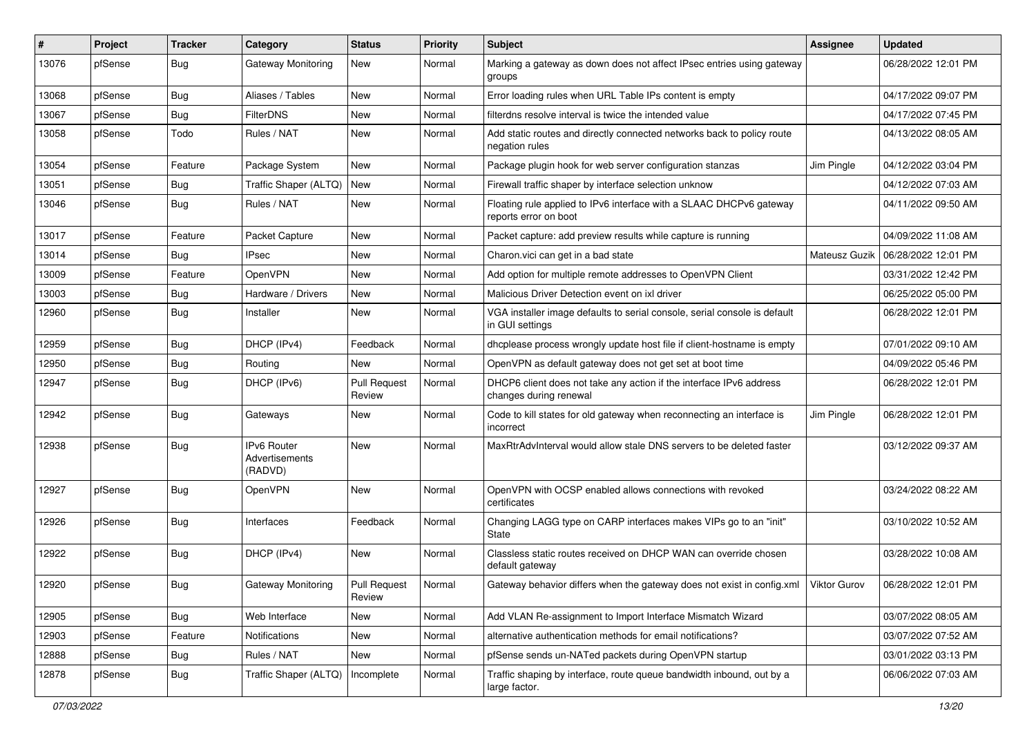| # | Project | Tracker | Category | Status | Priority | Subject | Assignee | Updated |
|---|---|---|---|---|---|---|---|---|
| 13076 | pfSense | Bug | Gateway Monitoring | New | Normal | Marking a gateway as down does not affect IPsec entries using gateway groups | | 06/28/2022 12:01 PM |
| 13068 | pfSense | Bug | Aliases / Tables | New | Normal | Error loading rules when URL Table IPs content is empty | | 04/17/2022 09:07 PM |
| 13067 | pfSense | Bug | FilterDNS | New | Normal | filterdns resolve interval is twice the intended value | | 04/17/2022 07:45 PM |
| 13058 | pfSense | Todo | Rules / NAT | New | Normal | Add static routes and directly connected networks back to policy route negation rules | | 04/13/2022 08:05 AM |
| 13054 | pfSense | Feature | Package System | New | Normal | Package plugin hook for web server configuration stanzas | Jim Pingle | 04/12/2022 03:04 PM |
| 13051 | pfSense | Bug | Traffic Shaper (ALTQ) | New | Normal | Firewall traffic shaper by interface selection unknow | | 04/12/2022 07:03 AM |
| 13046 | pfSense | Bug | Rules / NAT | New | Normal | Floating rule applied to IPv6 interface with a SLAAC DHCPv6 gateway reports error on boot | | 04/11/2022 09:50 AM |
| 13017 | pfSense | Feature | Packet Capture | New | Normal | Packet capture: add preview results while capture is running | | 04/09/2022 11:08 AM |
| 13014 | pfSense | Bug | IPsec | New | Normal | Charon.vici can get in a bad state | Mateusz Guzik | 06/28/2022 12:01 PM |
| 13009 | pfSense | Feature | OpenVPN | New | Normal | Add option for multiple remote addresses to OpenVPN Client | | 03/31/2022 12:42 PM |
| 13003 | pfSense | Bug | Hardware / Drivers | New | Normal | Malicious Driver Detection event on ixl driver | | 06/25/2022 05:00 PM |
| 12960 | pfSense | Bug | Installer | New | Normal | VGA installer image defaults to serial console, serial console is default in GUI settings | | 06/28/2022 12:01 PM |
| 12959 | pfSense | Bug | DHCP (IPv4) | Feedback | Normal | dhcplease process wrongly update host file if client-hostname is empty | | 07/01/2022 09:10 AM |
| 12950 | pfSense | Bug | Routing | New | Normal | OpenVPN as default gateway does not get set at boot time | | 04/09/2022 05:46 PM |
| 12947 | pfSense | Bug | DHCP (IPv6) | Pull Request Review | Normal | DHCP6 client does not take any action if the interface IPv6 address changes during renewal | | 06/28/2022 12:01 PM |
| 12942 | pfSense | Bug | Gateways | New | Normal | Code to kill states for old gateway when reconnecting an interface is incorrect | Jim Pingle | 06/28/2022 12:01 PM |
| 12938 | pfSense | Bug | IPv6 Router Advertisements (RADVD) | New | Normal | MaxRtrAdvInterval would allow stale DNS servers to be deleted faster | | 03/12/2022 09:37 AM |
| 12927 | pfSense | Bug | OpenVPN | New | Normal | OpenVPN with OCSP enabled allows connections with revoked certificates | | 03/24/2022 08:22 AM |
| 12926 | pfSense | Bug | Interfaces | Feedback | Normal | Changing LAGG type on CARP interfaces makes VIPs go to an "init" State | | 03/10/2022 10:52 AM |
| 12922 | pfSense | Bug | DHCP (IPv4) | New | Normal | Classless static routes received on DHCP WAN can override chosen default gateway | | 03/28/2022 10:08 AM |
| 12920 | pfSense | Bug | Gateway Monitoring | Pull Request Review | Normal | Gateway behavior differs when the gateway does not exist in config.xml | Viktor Gurov | 06/28/2022 12:01 PM |
| 12905 | pfSense | Bug | Web Interface | New | Normal | Add VLAN Re-assignment to Import Interface Mismatch Wizard | | 03/07/2022 08:05 AM |
| 12903 | pfSense | Feature | Notifications | New | Normal | alternative authentication methods for email notifications? | | 03/07/2022 07:52 AM |
| 12888 | pfSense | Bug | Rules / NAT | New | Normal | pfSense sends un-NATed packets during OpenVPN startup | | 03/01/2022 03:13 PM |
| 12878 | pfSense | Bug | Traffic Shaper (ALTQ) | Incomplete | Normal | Traffic shaping by interface, route queue bandwidth inbound, out by a large factor. | | 06/06/2022 07:03 AM |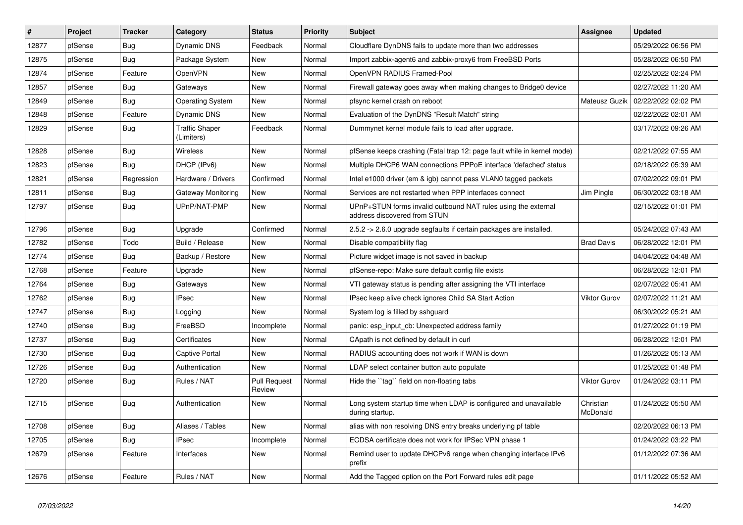| # | Project | Tracker | Category | Status | Priority | Subject | Assignee | Updated |
|---|---|---|---|---|---|---|---|---|
| 12877 | pfSense | Bug | Dynamic DNS | Feedback | Normal | Cloudflare DynDNS fails to update more than two addresses | | 05/29/2022 06:56 PM |
| 12875 | pfSense | Bug | Package System | New | Normal | Import zabbix-agent6 and zabbix-proxy6 from FreeBSD Ports | | 05/28/2022 06:50 PM |
| 12874 | pfSense | Feature | OpenVPN | New | Normal | OpenVPN RADIUS Framed-Pool | | 02/25/2022 02:24 PM |
| 12857 | pfSense | Bug | Gateways | New | Normal | Firewall gateway goes away when making changes to Bridge0 device | | 02/27/2022 11:20 AM |
| 12849 | pfSense | Bug | Operating System | New | Normal | pfsync kernel crash on reboot | Mateusz Guzik | 02/22/2022 02:02 PM |
| 12848 | pfSense | Feature | Dynamic DNS | New | Normal | Evaluation of the DynDNS "Result Match" string | | 02/22/2022 02:01 AM |
| 12829 | pfSense | Bug | Traffic Shaper (Limiters) | Feedback | Normal | Dummynet kernel module fails to load after upgrade. | | 03/17/2022 09:26 AM |
| 12828 | pfSense | Bug | Wireless | New | Normal | pfSense keeps crashing (Fatal trap 12: page fault while in kernel mode) | | 02/21/2022 07:55 AM |
| 12823 | pfSense | Bug | DHCP (IPv6) | New | Normal | Multiple DHCP6 WAN connections PPPoE interface 'defached' status | | 02/18/2022 05:39 AM |
| 12821 | pfSense | Regression | Hardware / Drivers | Confirmed | Normal | Intel e1000 driver (em & igb) cannot pass VLAN0 tagged packets | | 07/02/2022 09:01 PM |
| 12811 | pfSense | Bug | Gateway Monitoring | New | Normal | Services are not restarted when PPP interfaces connect | Jim Pingle | 06/30/2022 03:18 AM |
| 12797 | pfSense | Bug | UPnP/NAT-PMP | New | Normal | UPnP+STUN forms invalid outbound NAT rules using the external address discovered from STUN | | 02/15/2022 01:01 PM |
| 12796 | pfSense | Bug | Upgrade | Confirmed | Normal | 2.5.2 -> 2.6.0 upgrade segfaults if certain packages are installed. | | 05/24/2022 07:43 AM |
| 12782 | pfSense | Todo | Build / Release | New | Normal | Disable compatibility flag | Brad Davis | 06/28/2022 12:01 PM |
| 12774 | pfSense | Bug | Backup / Restore | New | Normal | Picture widget image is not saved in backup | | 04/04/2022 04:48 AM |
| 12768 | pfSense | Feature | Upgrade | New | Normal | pfSense-repo: Make sure default config file exists | | 06/28/2022 12:01 PM |
| 12764 | pfSense | Bug | Gateways | New | Normal | VTI gateway status is pending after assigning the VTI interface | | 02/07/2022 05:41 AM |
| 12762 | pfSense | Bug | IPsec | New | Normal | IPsec keep alive check ignores Child SA Start Action | Viktor Gurov | 02/07/2022 11:21 AM |
| 12747 | pfSense | Bug | Logging | New | Normal | System log is filled by sshguard | | 06/30/2022 05:21 AM |
| 12740 | pfSense | Bug | FreeBSD | Incomplete | Normal | panic: esp_input_cb: Unexpected address family | | 01/27/2022 01:19 PM |
| 12737 | pfSense | Bug | Certificates | New | Normal | CApath is not defined by default in curl | | 06/28/2022 12:01 PM |
| 12730 | pfSense | Bug | Captive Portal | New | Normal | RADIUS accounting does not work if WAN is down | | 01/26/2022 05:13 AM |
| 12726 | pfSense | Bug | Authentication | New | Normal | LDAP select container button auto populate | | 01/25/2022 01:48 PM |
| 12720 | pfSense | Bug | Rules / NAT | Pull Request Review | Normal | Hide the ``tag`` field on non-floating tabs | Viktor Gurov | 01/24/2022 03:11 PM |
| 12715 | pfSense | Bug | Authentication | New | Normal | Long system startup time when LDAP is configured and unavailable during startup. | Christian McDonald | 01/24/2022 05:50 AM |
| 12708 | pfSense | Bug | Aliases / Tables | New | Normal | alias with non resolving DNS entry breaks underlying pf table | | 02/20/2022 06:13 PM |
| 12705 | pfSense | Bug | IPsec | Incomplete | Normal | ECDSA certificate does not work for IPSec VPN phase 1 | | 01/24/2022 03:22 PM |
| 12679 | pfSense | Feature | Interfaces | New | Normal | Remind user to update DHCPv6 range when changing interface IPv6 prefix | | 01/12/2022 07:36 AM |
| 12676 | pfSense | Feature | Rules / NAT | New | Normal | Add the Tagged option on the Port Forward rules edit page | | 01/11/2022 05:52 AM |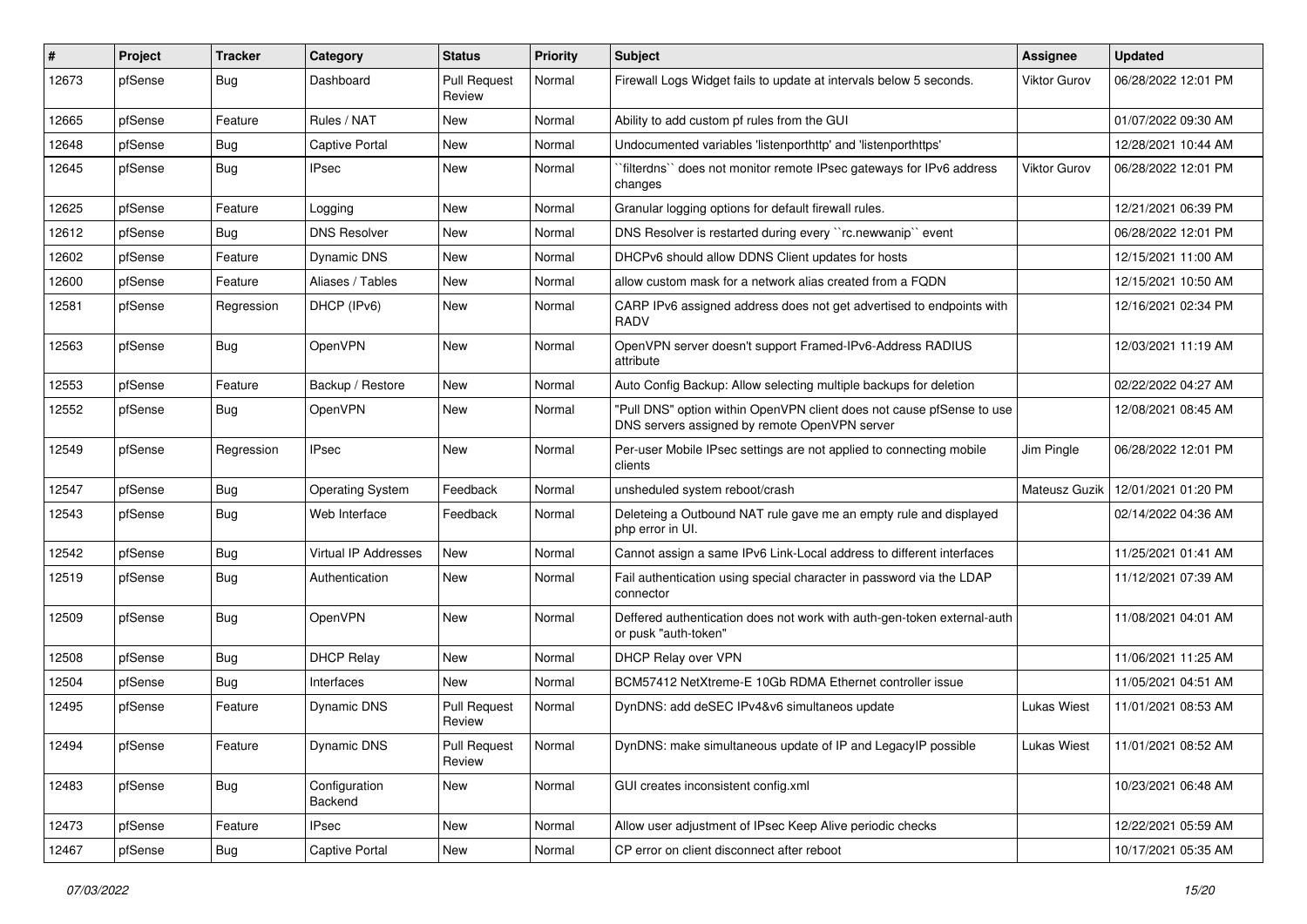| # | Project | Tracker | Category | Status | Priority | Subject | Assignee | Updated |
|---|---|---|---|---|---|---|---|---|
| 12673 | pfSense | Bug | Dashboard | Pull Request Review | Normal | Firewall Logs Widget fails to update at intervals below 5 seconds. | Viktor Gurov | 06/28/2022 12:01 PM |
| 12665 | pfSense | Feature | Rules / NAT | New | Normal | Ability to add custom pf rules from the GUI | | 01/07/2022 09:30 AM |
| 12648 | pfSense | Bug | Captive Portal | New | Normal | Undocumented variables 'listenporthttp' and 'listenporthttps' | | 12/28/2021 10:44 AM |
| 12645 | pfSense | Bug | IPsec | New | Normal | ``filterdns`` does not monitor remote IPsec gateways for IPv6 address changes | Viktor Gurov | 06/28/2022 12:01 PM |
| 12625 | pfSense | Feature | Logging | New | Normal | Granular logging options for default firewall rules. | | 12/21/2021 06:39 PM |
| 12612 | pfSense | Bug | DNS Resolver | New | Normal | DNS Resolver is restarted during every ``rc.newwanip`` event | | 06/28/2022 12:01 PM |
| 12602 | pfSense | Feature | Dynamic DNS | New | Normal | DHCPv6 should allow DDNS Client updates for hosts | | 12/15/2021 11:00 AM |
| 12600 | pfSense | Feature | Aliases / Tables | New | Normal | allow custom mask for a network alias created from a FQDN | | 12/15/2021 10:50 AM |
| 12581 | pfSense | Regression | DHCP (IPv6) | New | Normal | CARP IPv6 assigned address does not get advertised to endpoints with RADV | | 12/16/2021 02:34 PM |
| 12563 | pfSense | Bug | OpenVPN | New | Normal | OpenVPN server doesn't support Framed-IPv6-Address RADIUS attribute | | 12/03/2021 11:19 AM |
| 12553 | pfSense | Feature | Backup / Restore | New | Normal | Auto Config Backup: Allow selecting multiple backups for deletion | | 02/22/2022 04:27 AM |
| 12552 | pfSense | Bug | OpenVPN | New | Normal | "Pull DNS" option within OpenVPN client does not cause pfSense to use DNS servers assigned by remote OpenVPN server | | 12/08/2021 08:45 AM |
| 12549 | pfSense | Regression | IPsec | New | Normal | Per-user Mobile IPsec settings are not applied to connecting mobile clients | Jim Pingle | 06/28/2022 12:01 PM |
| 12547 | pfSense | Bug | Operating System | Feedback | Normal | unsheduled system reboot/crash | Mateusz Guzik | 12/01/2021 01:20 PM |
| 12543 | pfSense | Bug | Web Interface | Feedback | Normal | Deleteing a Outbound NAT rule gave me an empty rule and displayed php error in UI. | | 02/14/2022 04:36 AM |
| 12542 | pfSense | Bug | Virtual IP Addresses | New | Normal | Cannot assign a same IPv6 Link-Local address to different interfaces | | 11/25/2021 01:41 AM |
| 12519 | pfSense | Bug | Authentication | New | Normal | Fail authentication using special character in password via the LDAP connector | | 11/12/2021 07:39 AM |
| 12509 | pfSense | Bug | OpenVPN | New | Normal | Deffered authentication does not work with auth-gen-token external-auth or pusk "auth-token" | | 11/08/2021 04:01 AM |
| 12508 | pfSense | Bug | DHCP Relay | New | Normal | DHCP Relay over VPN | | 11/06/2021 11:25 AM |
| 12504 | pfSense | Bug | Interfaces | New | Normal | BCM57412 NetXtreme-E 10Gb RDMA Ethernet controller issue | | 11/05/2021 04:51 AM |
| 12495 | pfSense | Feature | Dynamic DNS | Pull Request Review | Normal | DynDNS: add deSEC IPv4&v6 simultaneos update | Lukas Wiest | 11/01/2021 08:53 AM |
| 12494 | pfSense | Feature | Dynamic DNS | Pull Request Review | Normal | DynDNS: make simultaneous update of IP and LegacyIP possible | Lukas Wiest | 11/01/2021 08:52 AM |
| 12483 | pfSense | Bug | Configuration Backend | New | Normal | GUI creates inconsistent config.xml | | 10/23/2021 06:48 AM |
| 12473 | pfSense | Feature | IPsec | New | Normal | Allow user adjustment of IPsec Keep Alive periodic checks | | 12/22/2021 05:59 AM |
| 12467 | pfSense | Bug | Captive Portal | New | Normal | CP error on client disconnect after reboot | | 10/17/2021 05:35 AM |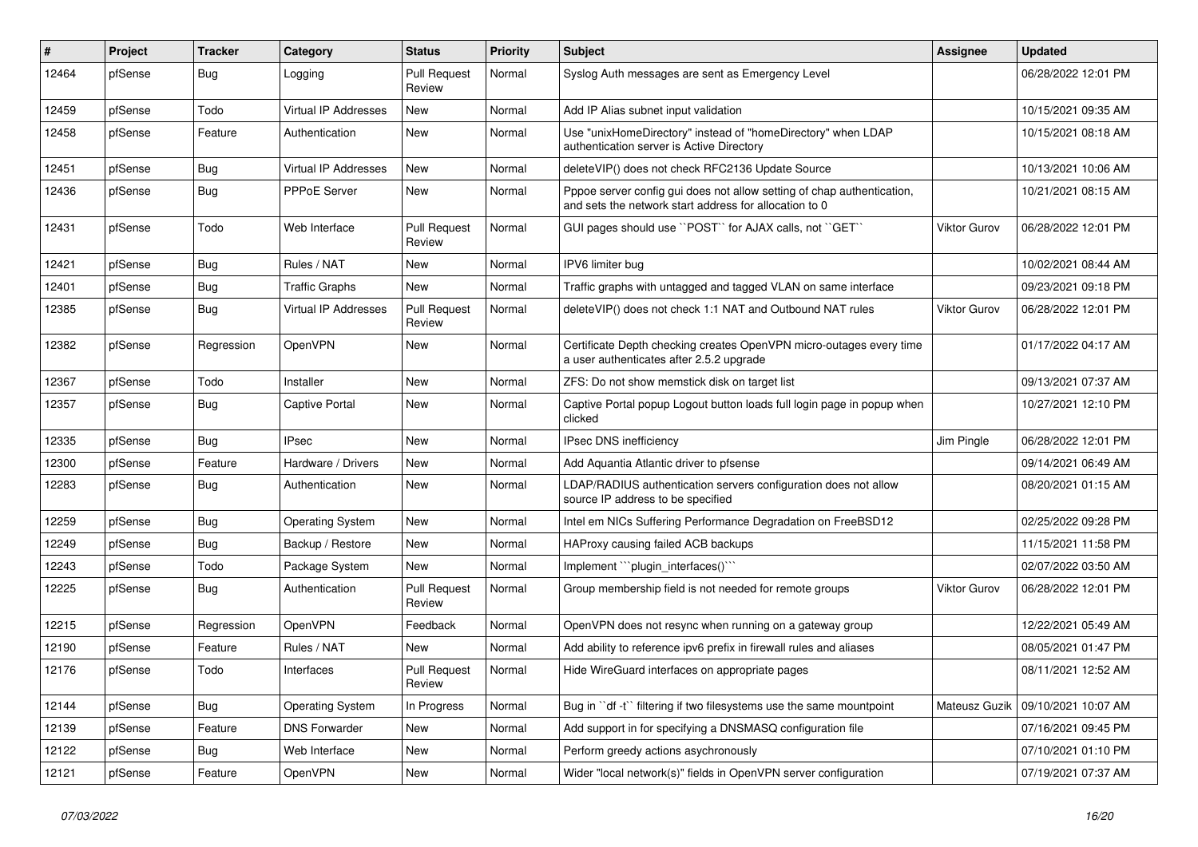| # | Project | Tracker | Category | Status | Priority | Subject | Assignee | Updated |
|---|---|---|---|---|---|---|---|---|
| 12464 | pfSense | Bug | Logging | Pull Request Review | Normal | Syslog Auth messages are sent as Emergency Level | | 06/28/2022 12:01 PM |
| 12459 | pfSense | Todo | Virtual IP Addresses | New | Normal | Add IP Alias subnet input validation | | 10/15/2021 09:35 AM |
| 12458 | pfSense | Feature | Authentication | New | Normal | Use "unixHomeDirectory" instead of "homeDirectory" when LDAP authentication server is Active Directory | | 10/15/2021 08:18 AM |
| 12451 | pfSense | Bug | Virtual IP Addresses | New | Normal | deleteVIP() does not check RFC2136 Update Source | | 10/13/2021 10:06 AM |
| 12436 | pfSense | Bug | PPPoE Server | New | Normal | Pppoe server config gui does not allow setting of chap authentication, and sets the network start address for allocation to 0 | | 10/21/2021 08:15 AM |
| 12431 | pfSense | Todo | Web Interface | Pull Request Review | Normal | GUI pages should use ``POST`` for AJAX calls, not ``GET`` | Viktor Gurov | 06/28/2022 12:01 PM |
| 12421 | pfSense | Bug | Rules / NAT | New | Normal | IPV6 limiter bug | | 10/02/2021 08:44 AM |
| 12401 | pfSense | Bug | Traffic Graphs | New | Normal | Traffic graphs with untagged and tagged VLAN on same interface | | 09/23/2021 09:18 PM |
| 12385 | pfSense | Bug | Virtual IP Addresses | Pull Request Review | Normal | deleteVIP() does not check 1:1 NAT and Outbound NAT rules | Viktor Gurov | 06/28/2022 12:01 PM |
| 12382 | pfSense | Regression | OpenVPN | New | Normal | Certificate Depth checking creates OpenVPN micro-outages every time a user authenticates after 2.5.2 upgrade | | 01/17/2022 04:17 AM |
| 12367 | pfSense | Todo | Installer | New | Normal | ZFS: Do not show memstick disk on target list | | 09/13/2021 07:37 AM |
| 12357 | pfSense | Bug | Captive Portal | New | Normal | Captive Portal popup Logout button loads full login page in popup when clicked | | 10/27/2021 12:10 PM |
| 12335 | pfSense | Bug | IPsec | New | Normal | IPsec DNS inefficiency | Jim Pingle | 06/28/2022 12:01 PM |
| 12300 | pfSense | Feature | Hardware / Drivers | New | Normal | Add Aquantia Atlantic driver to pfsense | | 09/14/2021 06:49 AM |
| 12283 | pfSense | Bug | Authentication | New | Normal | LDAP/RADIUS authentication servers configuration does not allow source IP address to be specified | | 08/20/2021 01:15 AM |
| 12259 | pfSense | Bug | Operating System | New | Normal | Intel em NICs Suffering Performance Degradation on FreeBSD12 | | 02/25/2022 09:28 PM |
| 12249 | pfSense | Bug | Backup / Restore | New | Normal | HAProxy causing failed ACB backups | | 11/15/2021 11:58 PM |
| 12243 | pfSense | Todo | Package System | New | Normal | Implement ```plugin_interfaces()``` | | 02/07/2022 03:50 AM |
| 12225 | pfSense | Bug | Authentication | Pull Request Review | Normal | Group membership field is not needed for remote groups | Viktor Gurov | 06/28/2022 12:01 PM |
| 12215 | pfSense | Regression | OpenVPN | Feedback | Normal | OpenVPN does not resync when running on a gateway group | | 12/22/2021 05:49 AM |
| 12190 | pfSense | Feature | Rules / NAT | New | Normal | Add ability to reference ipv6 prefix in firewall rules and aliases | | 08/05/2021 01:47 PM |
| 12176 | pfSense | Todo | Interfaces | Pull Request Review | Normal | Hide WireGuard interfaces on appropriate pages | | 08/11/2021 12:52 AM |
| 12144 | pfSense | Bug | Operating System | In Progress | Normal | Bug in ``df -t`` filtering if two filesystems use the same mountpoint | Mateusz Guzik | 09/10/2021 10:07 AM |
| 12139 | pfSense | Feature | DNS Forwarder | New | Normal | Add support in for specifying a DNSMASQ configuration file | | 07/16/2021 09:45 PM |
| 12122 | pfSense | Bug | Web Interface | New | Normal | Perform greedy actions asychronously | | 07/10/2021 01:10 PM |
| 12121 | pfSense | Feature | OpenVPN | New | Normal | Wider "local network(s)" fields in OpenVPN server configuration | | 07/19/2021 07:37 AM |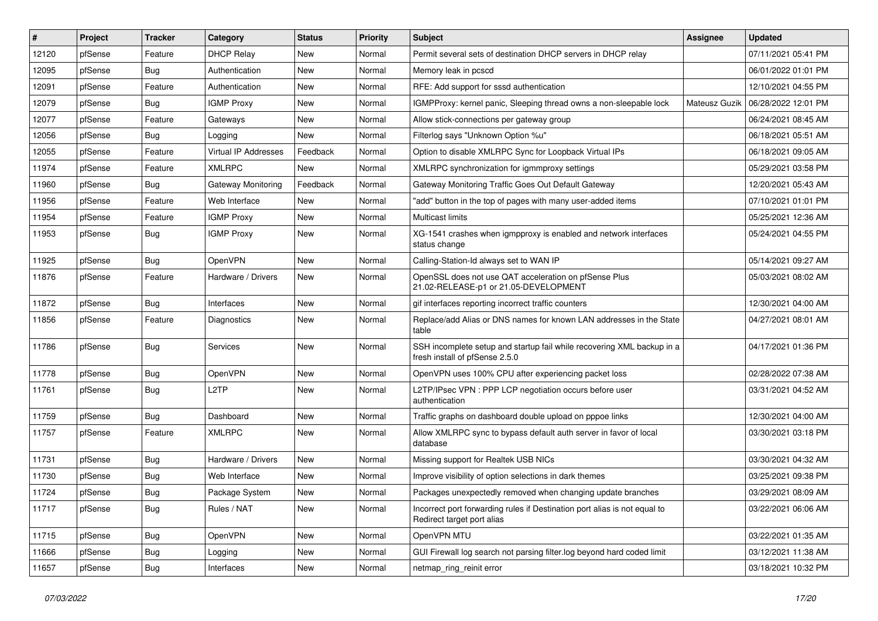| # | Project | Tracker | Category | Status | Priority | Subject | Assignee | Updated |
|---|---|---|---|---|---|---|---|---|
| 12120 | pfSense | Feature | DHCP Relay | New | Normal | Permit several sets of destination DHCP servers in DHCP relay | | 07/11/2021 05:41 PM |
| 12095 | pfSense | Bug | Authentication | New | Normal | Memory leak in pcscd | | 06/01/2022 01:01 PM |
| 12091 | pfSense | Feature | Authentication | New | Normal | RFE: Add support for sssd authentication | | 12/10/2021 04:55 PM |
| 12079 | pfSense | Bug | IGMP Proxy | New | Normal | IGMPProxy: kernel panic, Sleeping thread owns a non-sleepable lock | Mateusz Guzik | 06/28/2022 12:01 PM |
| 12077 | pfSense | Feature | Gateways | New | Normal | Allow stick-connections per gateway group | | 06/24/2021 08:45 AM |
| 12056 | pfSense | Bug | Logging | New | Normal | Filterlog says "Unknown Option %u" | | 06/18/2021 05:51 AM |
| 12055 | pfSense | Feature | Virtual IP Addresses | Feedback | Normal | Option to disable XMLRPC Sync for Loopback Virtual IPs | | 06/18/2021 09:05 AM |
| 11974 | pfSense | Feature | XMLRPC | New | Normal | XMLRPC synchronization for igmmproxy settings | | 05/29/2021 03:58 PM |
| 11960 | pfSense | Bug | Gateway Monitoring | Feedback | Normal | Gateway Monitoring Traffic Goes Out Default Gateway | | 12/20/2021 05:43 AM |
| 11956 | pfSense | Feature | Web Interface | New | Normal | "add" button in the top of pages with many user-added items | | 07/10/2021 01:01 PM |
| 11954 | pfSense | Feature | IGMP Proxy | New | Normal | Multicast limits | | 05/25/2021 12:36 AM |
| 11953 | pfSense | Bug | IGMP Proxy | New | Normal | XG-1541 crashes when igmpproxy is enabled and network interfaces status change | | 05/24/2021 04:55 PM |
| 11925 | pfSense | Bug | OpenVPN | New | Normal | Calling-Station-Id always set to WAN IP | | 05/14/2021 09:27 AM |
| 11876 | pfSense | Feature | Hardware / Drivers | New | Normal | OpenSSL does not use QAT acceleration on pfSense Plus 21.02-RELEASE-p1 or 21.05-DEVELOPMENT | | 05/03/2021 08:02 AM |
| 11872 | pfSense | Bug | Interfaces | New | Normal | gif interfaces reporting incorrect traffic counters | | 12/30/2021 04:00 AM |
| 11856 | pfSense | Feature | Diagnostics | New | Normal | Replace/add Alias or DNS names for known LAN addresses in the State table | | 04/27/2021 08:01 AM |
| 11786 | pfSense | Bug | Services | New | Normal | SSH incomplete setup and startup fail while recovering XML backup in a fresh install of pfSense 2.5.0 | | 04/17/2021 01:36 PM |
| 11778 | pfSense | Bug | OpenVPN | New | Normal | OpenVPN uses 100% CPU after experiencing packet loss | | 02/28/2022 07:38 AM |
| 11761 | pfSense | Bug | L2TP | New | Normal | L2TP/IPsec VPN : PPP LCP negotiation occurs before user authentication | | 03/31/2021 04:52 AM |
| 11759 | pfSense | Bug | Dashboard | New | Normal | Traffic graphs on dashboard double upload on pppoe links | | 12/30/2021 04:00 AM |
| 11757 | pfSense | Feature | XMLRPC | New | Normal | Allow XMLRPC sync to bypass default auth server in favor of local database | | 03/30/2021 03:18 PM |
| 11731 | pfSense | Bug | Hardware / Drivers | New | Normal | Missing support for Realtek USB NICs | | 03/30/2021 04:32 AM |
| 11730 | pfSense | Bug | Web Interface | New | Normal | Improve visibility of option selections in dark themes | | 03/25/2021 09:38 PM |
| 11724 | pfSense | Bug | Package System | New | Normal | Packages unexpectedly removed when changing update branches | | 03/29/2021 08:09 AM |
| 11717 | pfSense | Bug | Rules / NAT | New | Normal | Incorrect port forwarding rules if Destination port alias is not equal to Redirect target port alias | | 03/22/2021 06:06 AM |
| 11715 | pfSense | Bug | OpenVPN | New | Normal | OpenVPN MTU | | 03/22/2021 01:35 AM |
| 11666 | pfSense | Bug | Logging | New | Normal | GUI Firewall log search not parsing filter.log beyond hard coded limit | | 03/12/2021 11:38 AM |
| 11657 | pfSense | Bug | Interfaces | New | Normal | netmap_ring_reinit error | | 03/18/2021 10:32 PM |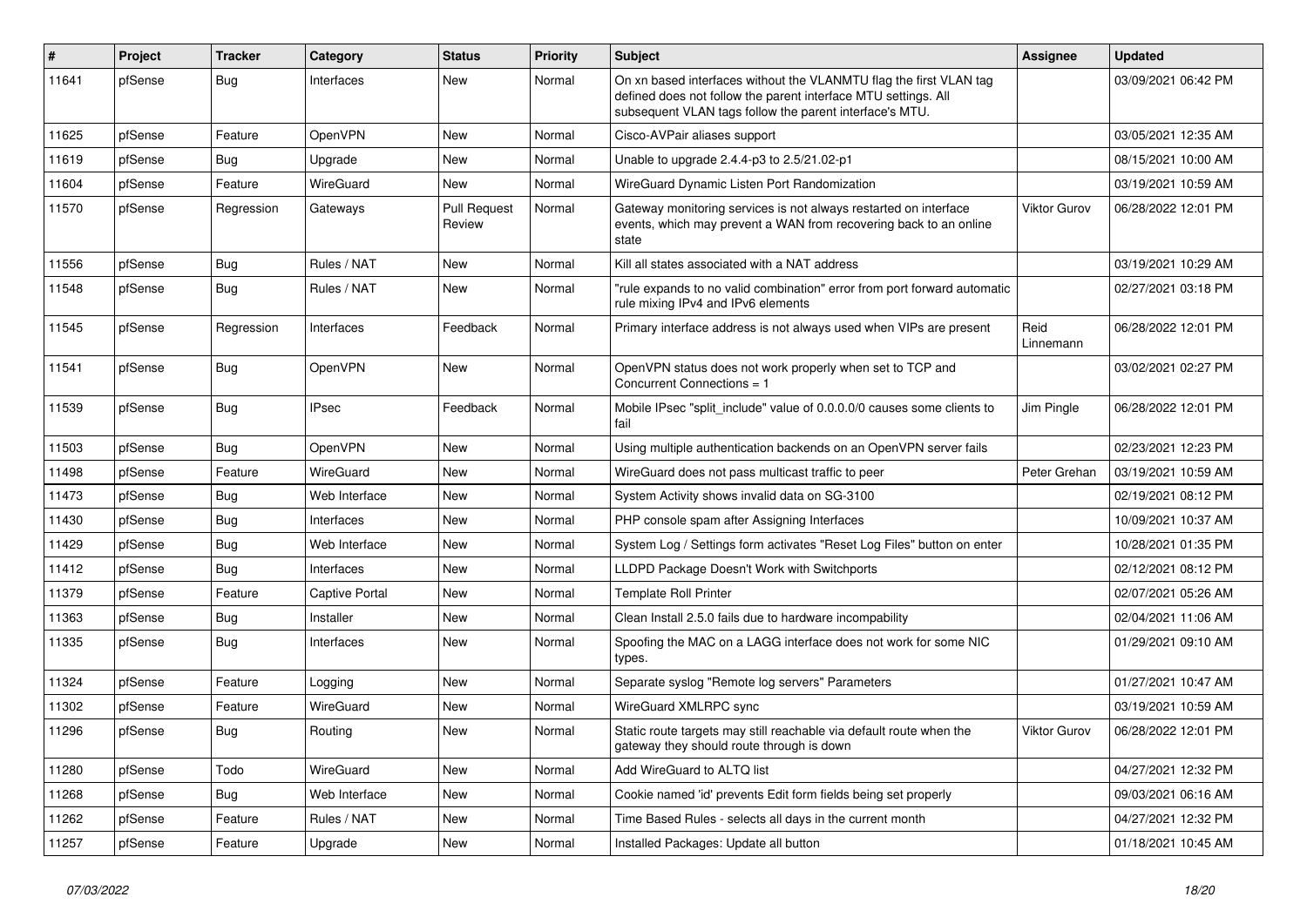| # | Project | Tracker | Category | Status | Priority | Subject | Assignee | Updated |
|---|---|---|---|---|---|---|---|---|
| 11641 | pfSense | Bug | Interfaces | New | Normal | On xn based interfaces without the VLANMTU flag the first VLAN tag defined does not follow the parent interface MTU settings. All subsequent VLAN tags follow the parent interface's MTU. | | 03/09/2021 06:42 PM |
| 11625 | pfSense | Feature | OpenVPN | New | Normal | Cisco-AVPair aliases support | | 03/05/2021 12:35 AM |
| 11619 | pfSense | Bug | Upgrade | New | Normal | Unable to upgrade 2.4.4-p3 to 2.5/21.02-p1 | | 08/15/2021 10:00 AM |
| 11604 | pfSense | Feature | WireGuard | New | Normal | WireGuard Dynamic Listen Port Randomization | | 03/19/2021 10:59 AM |
| 11570 | pfSense | Regression | Gateways | Pull Request Review | Normal | Gateway monitoring services is not always restarted on interface events, which may prevent a WAN from recovering back to an online state | Viktor Gurov | 06/28/2022 12:01 PM |
| 11556 | pfSense | Bug | Rules / NAT | New | Normal | Kill all states associated with a NAT address | | 03/19/2021 10:29 AM |
| 11548 | pfSense | Bug | Rules / NAT | New | Normal | "rule expands to no valid combination" error from port forward automatic rule mixing IPv4 and IPv6 elements | | 02/27/2021 03:18 PM |
| 11545 | pfSense | Regression | Interfaces | Feedback | Normal | Primary interface address is not always used when VIPs are present | Reid Linnemann | 06/28/2022 12:01 PM |
| 11541 | pfSense | Bug | OpenVPN | New | Normal | OpenVPN status does not work properly when set to TCP and Concurrent Connections = 1 | | 03/02/2021 02:27 PM |
| 11539 | pfSense | Bug | IPsec | Feedback | Normal | Mobile IPsec "split_include" value of 0.0.0.0/0 causes some clients to fail | Jim Pingle | 06/28/2022 12:01 PM |
| 11503 | pfSense | Bug | OpenVPN | New | Normal | Using multiple authentication backends on an OpenVPN server fails | | 02/23/2021 12:23 PM |
| 11498 | pfSense | Feature | WireGuard | New | Normal | WireGuard does not pass multicast traffic to peer | Peter Grehan | 03/19/2021 10:59 AM |
| 11473 | pfSense | Bug | Web Interface | New | Normal | System Activity shows invalid data on SG-3100 | | 02/19/2021 08:12 PM |
| 11430 | pfSense | Bug | Interfaces | New | Normal | PHP console spam after Assigning Interfaces | | 10/09/2021 10:37 AM |
| 11429 | pfSense | Bug | Web Interface | New | Normal | System Log / Settings form activates "Reset Log Files" button on enter | | 10/28/2021 01:35 PM |
| 11412 | pfSense | Bug | Interfaces | New | Normal | LLDPD Package Doesn't Work with Switchports | | 02/12/2021 08:12 PM |
| 11379 | pfSense | Feature | Captive Portal | New | Normal | Template Roll Printer | | 02/07/2021 05:26 AM |
| 11363 | pfSense | Bug | Installer | New | Normal | Clean Install 2.5.0 fails due to hardware incompability | | 02/04/2021 11:06 AM |
| 11335 | pfSense | Bug | Interfaces | New | Normal | Spoofing the MAC on a LAGG interface does not work for some NIC types. | | 01/29/2021 09:10 AM |
| 11324 | pfSense | Feature | Logging | New | Normal | Separate syslog "Remote log servers" Parameters | | 01/27/2021 10:47 AM |
| 11302 | pfSense | Feature | WireGuard | New | Normal | WireGuard XMLRPC sync | | 03/19/2021 10:59 AM |
| 11296 | pfSense | Bug | Routing | New | Normal | Static route targets may still reachable via default route when the gateway they should route through is down | Viktor Gurov | 06/28/2022 12:01 PM |
| 11280 | pfSense | Todo | WireGuard | New | Normal | Add WireGuard to ALTQ list | | 04/27/2021 12:32 PM |
| 11268 | pfSense | Bug | Web Interface | New | Normal | Cookie named 'id' prevents Edit form fields being set properly | | 09/03/2021 06:16 AM |
| 11262 | pfSense | Feature | Rules / NAT | New | Normal | Time Based Rules - selects all days in the current month | | 04/27/2021 12:32 PM |
| 11257 | pfSense | Feature | Upgrade | New | Normal | Installed Packages: Update all button | | 01/18/2021 10:45 AM |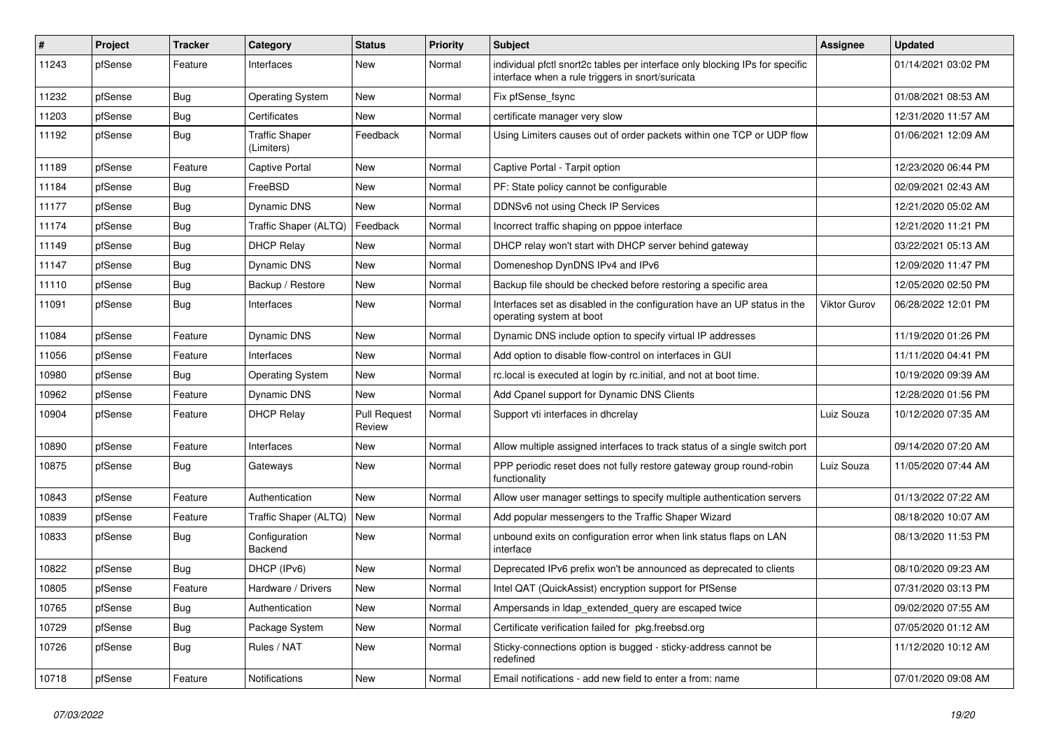| # | Project | Tracker | Category | Status | Priority | Subject | Assignee | Updated |
|---|---|---|---|---|---|---|---|---|
| 11243 | pfSense | Feature | Interfaces | New | Normal | individual pfctl snort2c tables per interface only blocking IPs for specific interface when a rule triggers in snort/suricata | | 01/14/2021 03:02 PM |
| 11232 | pfSense | Bug | Operating System | New | Normal | Fix pfSense_fsync | | 01/08/2021 08:53 AM |
| 11203 | pfSense | Bug | Certificates | New | Normal | certificate manager very slow | | 12/31/2020 11:57 AM |
| 11192 | pfSense | Bug | Traffic Shaper (Limiters) | Feedback | Normal | Using Limiters causes out of order packets within one TCP or UDP flow | | 01/06/2021 12:09 AM |
| 11189 | pfSense | Feature | Captive Portal | New | Normal | Captive Portal - Tarpit option | | 12/23/2020 06:44 PM |
| 11184 | pfSense | Bug | FreeBSD | New | Normal | PF: State policy cannot be configurable | | 02/09/2021 02:43 AM |
| 11177 | pfSense | Bug | Dynamic DNS | New | Normal | DDNSv6 not using Check IP Services | | 12/21/2020 05:02 AM |
| 11174 | pfSense | Bug | Traffic Shaper (ALTQ) | Feedback | Normal | Incorrect traffic shaping on pppoe interface | | 12/21/2020 11:21 PM |
| 11149 | pfSense | Bug | DHCP Relay | New | Normal | DHCP relay won't start with DHCP server behind gateway | | 03/22/2021 05:13 AM |
| 11147 | pfSense | Bug | Dynamic DNS | New | Normal | Domeneshop DynDNS IPv4 and IPv6 | | 12/09/2020 11:47 PM |
| 11110 | pfSense | Bug | Backup / Restore | New | Normal | Backup file should be checked before restoring a specific area | | 12/05/2020 02:50 PM |
| 11091 | pfSense | Bug | Interfaces | New | Normal | Interfaces set as disabled in the configuration have an UP status in the operating system at boot | Viktor Gurov | 06/28/2022 12:01 PM |
| 11084 | pfSense | Feature | Dynamic DNS | New | Normal | Dynamic DNS include option to specify virtual IP addresses | | 11/19/2020 01:26 PM |
| 11056 | pfSense | Feature | Interfaces | New | Normal | Add option to disable flow-control on interfaces in GUI | | 11/11/2020 04:41 PM |
| 10980 | pfSense | Bug | Operating System | New | Normal | rc.local is executed at login by rc.initial, and not at boot time. | | 10/19/2020 09:39 AM |
| 10962 | pfSense | Feature | Dynamic DNS | New | Normal | Add Cpanel support for Dynamic DNS Clients | | 12/28/2020 01:56 PM |
| 10904 | pfSense | Feature | DHCP Relay | Pull Request Review | Normal | Support vti interfaces in dhcrelay | Luiz Souza | 10/12/2020 07:35 AM |
| 10890 | pfSense | Feature | Interfaces | New | Normal | Allow multiple assigned interfaces to track status of a single switch port | | 09/14/2020 07:20 AM |
| 10875 | pfSense | Bug | Gateways | New | Normal | PPP periodic reset does not fully restore gateway group round-robin functionality | Luiz Souza | 11/05/2020 07:44 AM |
| 10843 | pfSense | Feature | Authentication | New | Normal | Allow user manager settings to specify multiple authentication servers | | 01/13/2022 07:22 AM |
| 10839 | pfSense | Feature | Traffic Shaper (ALTQ) | New | Normal | Add popular messengers to the Traffic Shaper Wizard | | 08/18/2020 10:07 AM |
| 10833 | pfSense | Bug | Configuration Backend | New | Normal | unbound exits on configuration error when link status flaps on LAN interface | | 08/13/2020 11:53 PM |
| 10822 | pfSense | Bug | DHCP (IPv6) | New | Normal | Deprecated IPv6 prefix won't be announced as deprecated to clients | | 08/10/2020 09:23 AM |
| 10805 | pfSense | Feature | Hardware / Drivers | New | Normal | Intel QAT (QuickAssist) encryption support for PfSense | | 07/31/2020 03:13 PM |
| 10765 | pfSense | Bug | Authentication | New | Normal | Ampersands in ldap_extended_query are escaped twice | | 09/02/2020 07:55 AM |
| 10729 | pfSense | Bug | Package System | New | Normal | Certificate verification failed for pkg.freebsd.org | | 07/05/2020 01:12 AM |
| 10726 | pfSense | Bug | Rules / NAT | New | Normal | Sticky-connections option is bugged - sticky-address cannot be redefined | | 11/12/2020 10:12 AM |
| 10718 | pfSense | Feature | Notifications | New | Normal | Email notifications - add new field to enter a from: name | | 07/01/2020 09:08 AM |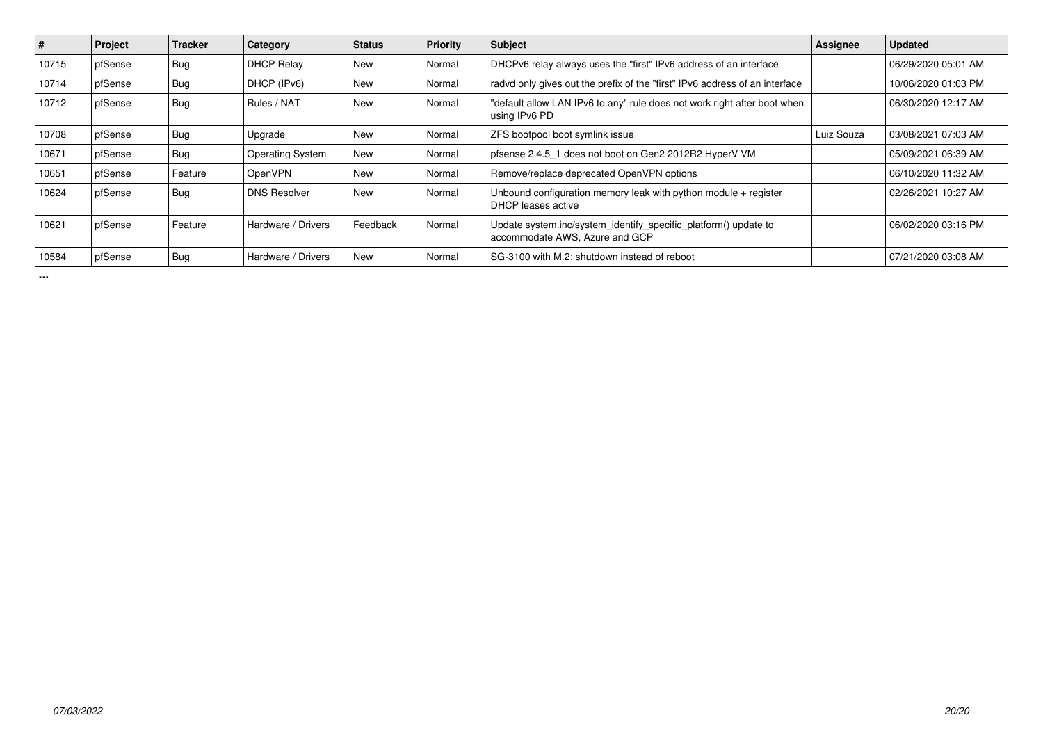| # | Project | Tracker | Category | Status | Priority | Subject | Assignee | Updated |
|---|---|---|---|---|---|---|---|---|
| 10715 | pfSense | Bug | DHCP Relay | New | Normal | DHCPv6 relay always uses the "first" IPv6 address of an interface | | 06/29/2020 05:01 AM |
| 10714 | pfSense | Bug | DHCP (IPv6) | New | Normal | radvd only gives out the prefix of the "first" IPv6 address of an interface | | 10/06/2020 01:03 PM |
| 10712 | pfSense | Bug | Rules / NAT | New | Normal | "default allow LAN IPv6 to any" rule does not work right after boot when using IPv6 PD | | 06/30/2020 12:17 AM |
| 10708 | pfSense | Bug | Upgrade | New | Normal | ZFS bootpool boot symlink issue | Luiz Souza | 03/08/2021 07:03 AM |
| 10671 | pfSense | Bug | Operating System | New | Normal | pfsense 2.4.5_1 does not boot on Gen2 2012R2 HyperV VM | | 05/09/2021 06:39 AM |
| 10651 | pfSense | Feature | OpenVPN | New | Normal | Remove/replace deprecated OpenVPN options | | 06/10/2020 11:32 AM |
| 10624 | pfSense | Bug | DNS Resolver | New | Normal | Unbound configuration memory leak with python module + register DHCP leases active | | 02/26/2021 10:27 AM |
| 10621 | pfSense | Feature | Hardware / Drivers | Feedback | Normal | Update system.inc/system_identify_specific_platform() update to accommodate AWS, Azure and GCP | | 06/02/2020 03:16 PM |
| 10584 | pfSense | Bug | Hardware / Drivers | New | Normal | SG-3100 with M.2: shutdown instead of reboot | | 07/21/2020 03:08 AM |

...